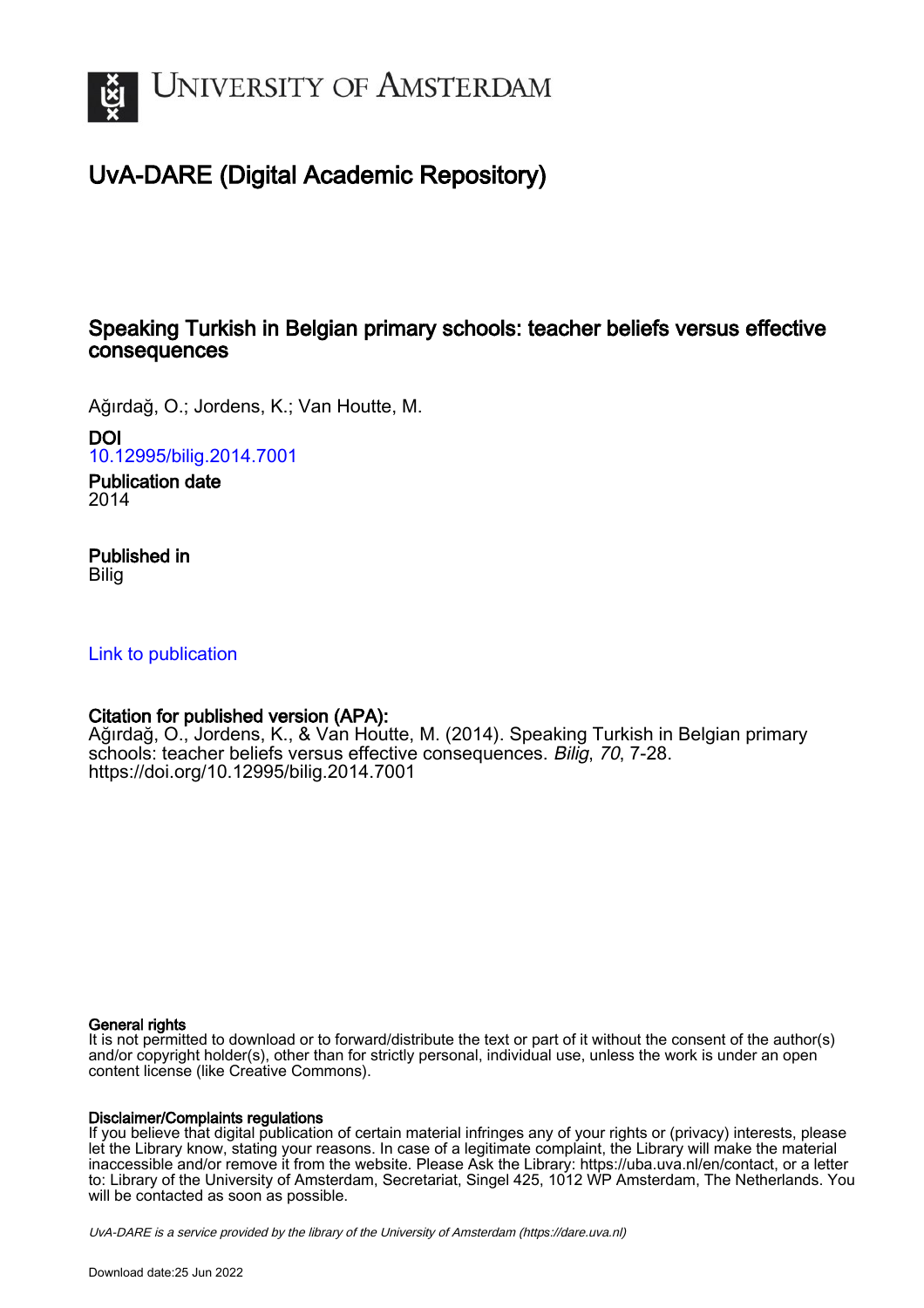# UvA-DARE (Digital Academic Repository)

## Speaking Turkish in Belgian primary schools: teacher beliefs versus effective consequences

Ağırdağ, O.; Jordens, K.; Van Houtte, M.

**DOI**
10.12995/bilig.2014.7001

**Publication date**
2014

**Published in**
Bilig

Link to publication

**Citation for published version (APA):**
Ağırdağ, O., Jordens, K., & Van Houtte, M. (2014). Speaking Turkish in Belgian primary schools: teacher beliefs versus effective consequences. *Bilig*, *70*, 7-28. https://doi.org/10.12995/bilig.2014.7001

**General rights**
It is not permitted to download or to forward/distribute the text or part of it without the consent of the author(s) and/or copyright holder(s), other than for strictly personal, individual use, unless the work is under an open content license (like Creative Commons).

**Disclaimer/Complaints regulations**
If you believe that digital publication of certain material infringes any of your rights or (privacy) interests, please let the Library know, stating your reasons. In case of a legitimate complaint, the Library will make the material inaccessible and/or remove it from the website. Please Ask the Library: https://uba.uva.nl/en/contact, or a letter to: Library of the University of Amsterdam, Secretariat, Singel 425, 1012 WP Amsterdam, The Netherlands. You will be contacted as soon as possible.

*UvA-DARE is a service provided by the library of the University of Amsterdam (https://dare.uva.nl)*

Download date:25 Jun 2022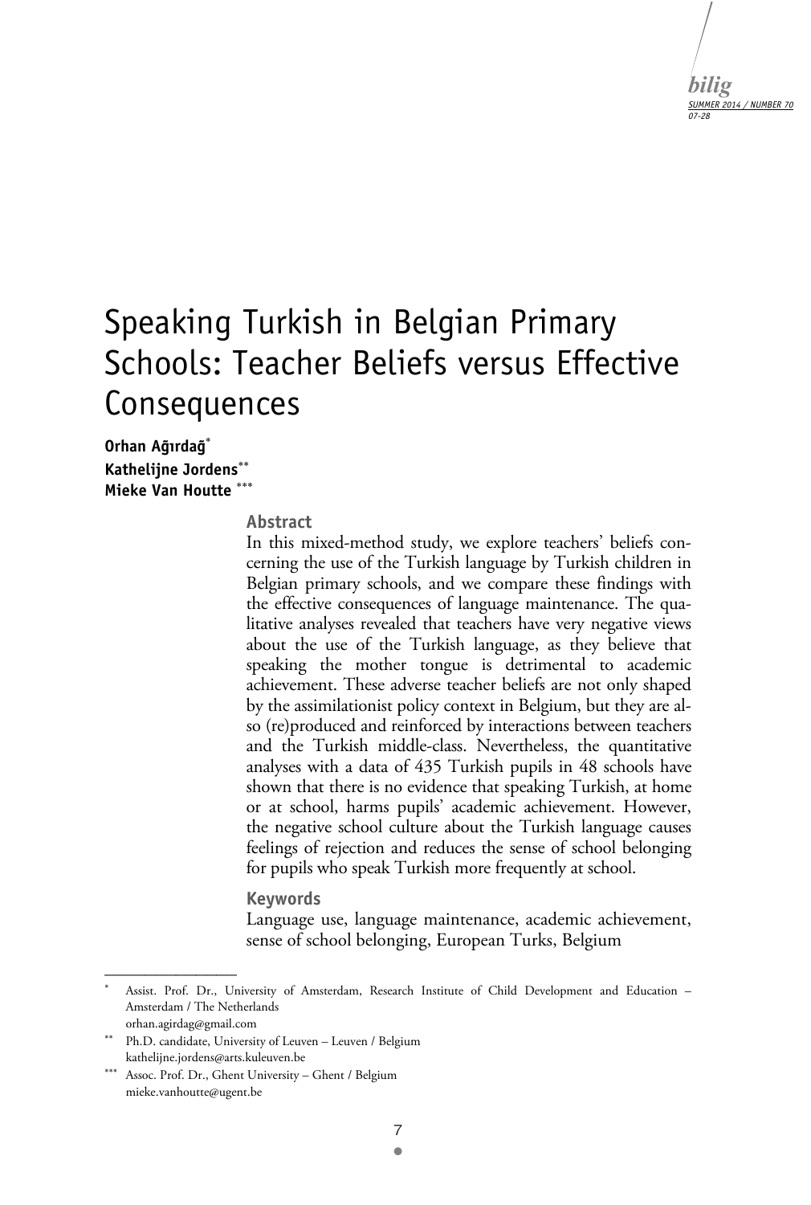# Speaking Turkish in Belgian Primary Schools: Teacher Beliefs versus Effective Consequences

**Orhan Ağırdağ**[*]
**Kathelijne Jordens**[**]
**Mieke Van Houtte**[***]

### Abstract

In this mixed-method study, we explore teachers' beliefs concerning the use of the Turkish language by Turkish children in Belgian primary schools, and we compare these findings with the effective consequences of language maintenance. The qualitative analyses revealed that teachers have very negative views about the use of the Turkish language, as they believe that speaking the mother tongue is detrimental to academic achievement. These adverse teacher beliefs are not only shaped by the assimilationist policy context in Belgium, but they are also (re)produced and reinforced by interactions between teachers and the Turkish middle-class. Nevertheless, the quantitative analyses with a data of 435 Turkish pupils in 48 schools have shown that there is no evidence that speaking Turkish, at home or at school, harms pupils' academic achievement. However, the negative school culture about the Turkish language causes feelings of rejection and reduces the sense of school belonging for pupils who speak Turkish more frequently at school.

### Keywords

Language use, language maintenance, academic achievement, sense of school belonging, European Turks, Belgium

---

[*] Assist. Prof. Dr., University of Amsterdam, Research Institute of Child Development and Education – Amsterdam / The Netherlands
orhan.agirdag@gmail.com

[**] Ph.D. candidate, University of Leuven – Leuven / Belgium
kathelijne.jordens@arts.kuleuven.be

[***] Assoc. Prof. Dr., Ghent University – Ghent / Belgium
mieke.vanhoutte@ugent.be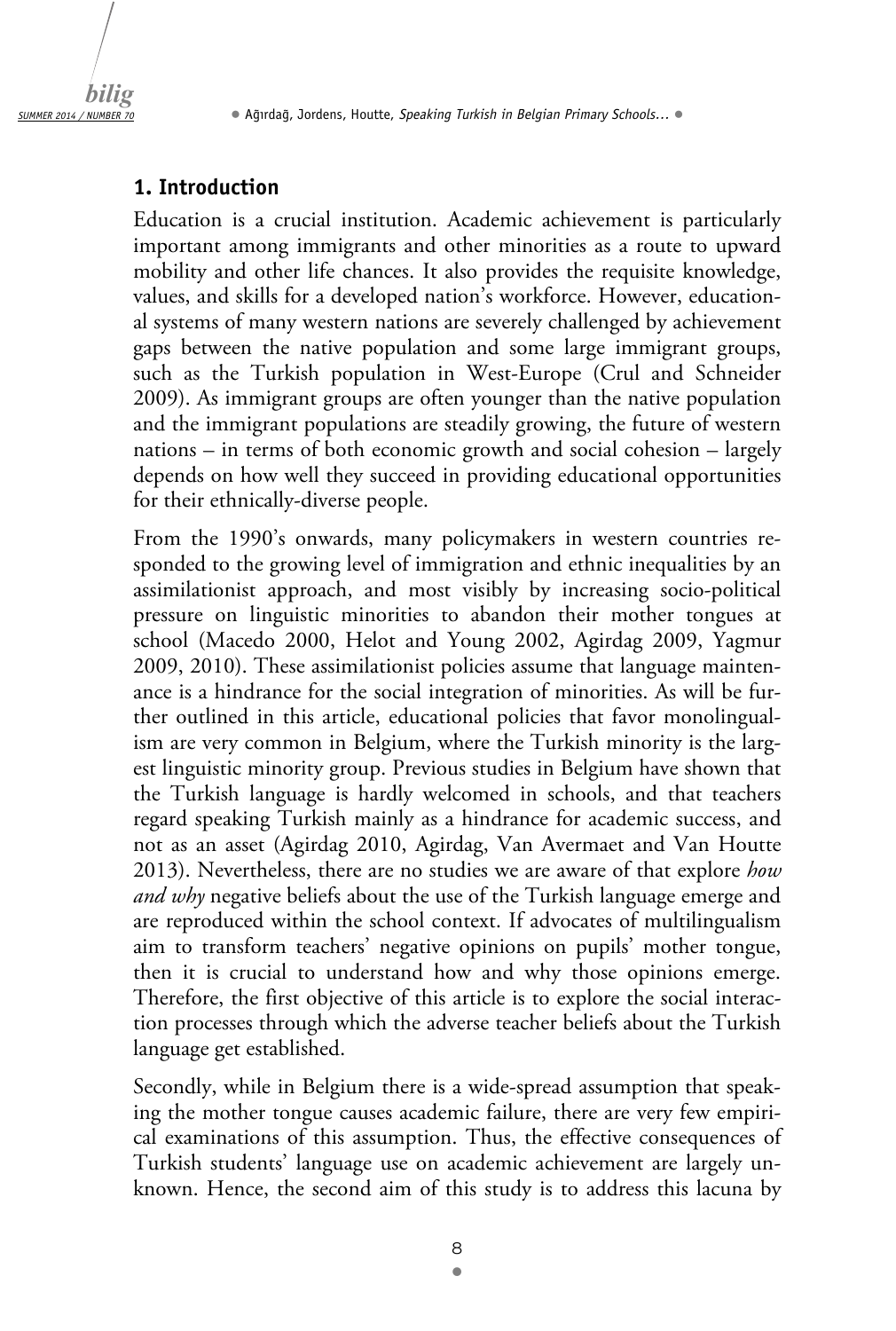## 1. Introduction

Education is a crucial institution. Academic achievement is particularly important among immigrants and other minorities as a route to upward mobility and other life chances. It also provides the requisite knowledge, values, and skills for a developed nation's workforce. However, educational systems of many western nations are severely challenged by achievement gaps between the native population and some large immigrant groups, such as the Turkish population in West-Europe (Crul and Schneider 2009). As immigrant groups are often younger than the native population and the immigrant populations are steadily growing, the future of western nations – in terms of both economic growth and social cohesion – largely depends on how well they succeed in providing educational opportunities for their ethnically-diverse people.

From the 1990's onwards, many policymakers in western countries responded to the growing level of immigration and ethnic inequalities by an assimilationist approach, and most visibly by increasing socio-political pressure on linguistic minorities to abandon their mother tongues at school (Macedo 2000, Helot and Young 2002, Agirdag 2009, Yagmur 2009, 2010). These assimilationist policies assume that language maintenance is a hindrance for the social integration of minorities. As will be further outlined in this article, educational policies that favor monolingualism are very common in Belgium, where the Turkish minority is the largest linguistic minority group. Previous studies in Belgium have shown that the Turkish language is hardly welcomed in schools, and that teachers regard speaking Turkish mainly as a hindrance for academic success, and not as an asset (Agirdag 2010, Agirdag, Van Avermaet and Van Houtte 2013). Nevertheless, there are no studies we are aware of that explore *how and why* negative beliefs about the use of the Turkish language emerge and are reproduced within the school context. If advocates of multilingualism aim to transform teachers' negative opinions on pupils' mother tongue, then it is crucial to understand how and why those opinions emerge. Therefore, the first objective of this article is to explore the social interaction processes through which the adverse teacher beliefs about the Turkish language get established.

Secondly, while in Belgium there is a wide-spread assumption that speaking the mother tongue causes academic failure, there are very few empirical examinations of this assumption. Thus, the effective consequences of Turkish students' language use on academic achievement are largely unknown. Hence, the second aim of this study is to address this lacuna by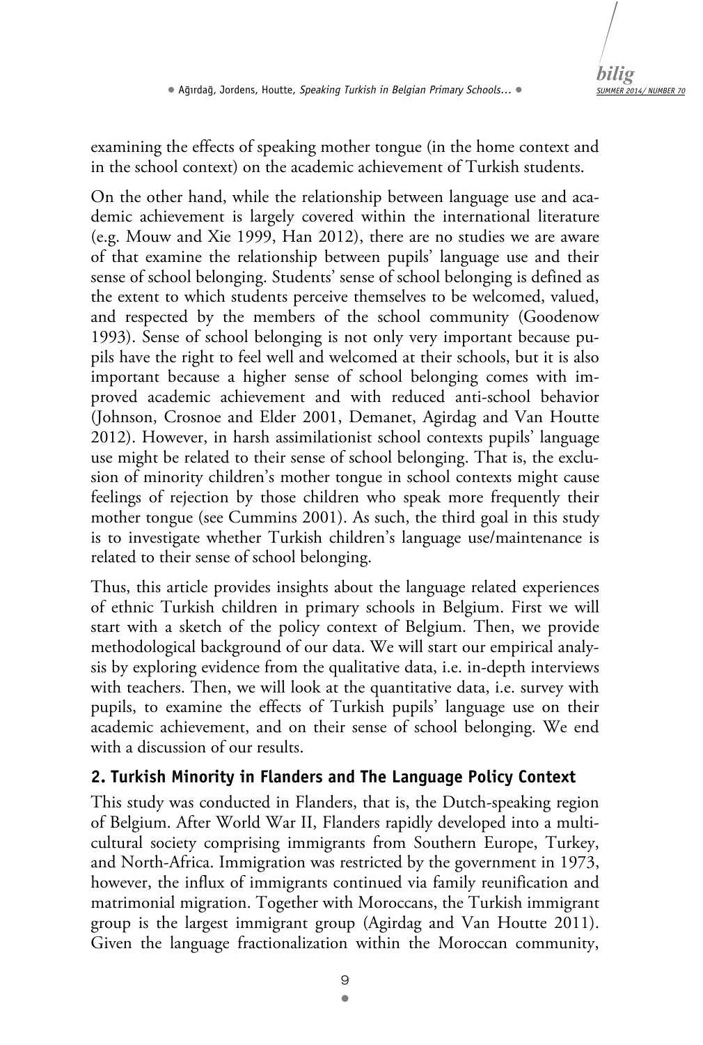examining the effects of speaking mother tongue (in the home context and in the school context) on the academic achievement of Turkish students.

On the other hand, while the relationship between language use and academic achievement is largely covered within the international literature (e.g. Mouw and Xie 1999, Han 2012), there are no studies we are aware of that examine the relationship between pupils' language use and their sense of school belonging. Students' sense of school belonging is defined as the extent to which students perceive themselves to be welcomed, valued, and respected by the members of the school community (Goodenow 1993). Sense of school belonging is not only very important because pupils have the right to feel well and welcomed at their schools, but it is also important because a higher sense of school belonging comes with improved academic achievement and with reduced anti-school behavior (Johnson, Crosnoe and Elder 2001, Demanet, Agirdag and Van Houtte 2012). However, in harsh assimilationist school contexts pupils' language use might be related to their sense of school belonging. That is, the exclusion of minority children's mother tongue in school contexts might cause feelings of rejection by those children who speak more frequently their mother tongue (see Cummins 2001). As such, the third goal in this study is to investigate whether Turkish children's language use/maintenance is related to their sense of school belonging.

Thus, this article provides insights about the language related experiences of ethnic Turkish children in primary schools in Belgium. First we will start with a sketch of the policy context of Belgium. Then, we provide methodological background of our data. We will start our empirical analysis by exploring evidence from the qualitative data, i.e. in-depth interviews with teachers. Then, we will look at the quantitative data, i.e. survey with pupils, to examine the effects of Turkish pupils' language use on their academic achievement, and on their sense of school belonging. We end with a discussion of our results.

## 2. Turkish Minority in Flanders and The Language Policy Context

This study was conducted in Flanders, that is, the Dutch-speaking region of Belgium. After World War II, Flanders rapidly developed into a multicultural society comprising immigrants from Southern Europe, Turkey, and North-Africa. Immigration was restricted by the government in 1973, however, the influx of immigrants continued via family reunification and matrimonial migration. Together with Moroccans, the Turkish immigrant group is the largest immigrant group (Agirdag and Van Houtte 2011). Given the language fractionalization within the Moroccan community,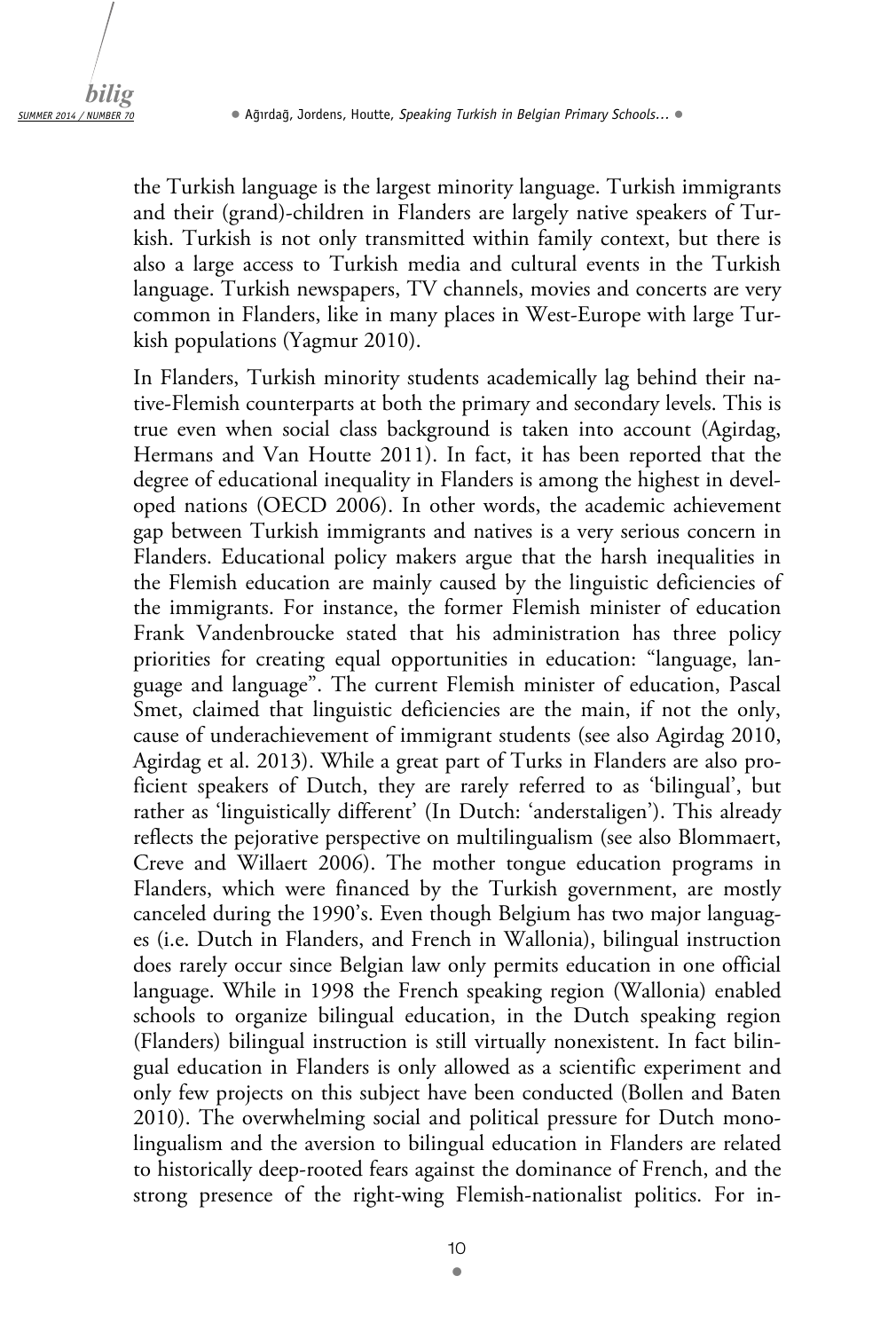the Turkish language is the largest minority language. Turkish immigrants and their (grand)-children in Flanders are largely native speakers of Turkish. Turkish is not only transmitted within family context, but there is also a large access to Turkish media and cultural events in the Turkish language. Turkish newspapers, TV channels, movies and concerts are very common in Flanders, like in many places in West-Europe with large Turkish populations (Yagmur 2010).

In Flanders, Turkish minority students academically lag behind their native-Flemish counterparts at both the primary and secondary levels. This is true even when social class background is taken into account (Agirdag, Hermans and Van Houtte 2011). In fact, it has been reported that the degree of educational inequality in Flanders is among the highest in developed nations (OECD 2006). In other words, the academic achievement gap between Turkish immigrants and natives is a very serious concern in Flanders. Educational policy makers argue that the harsh inequalities in the Flemish education are mainly caused by the linguistic deficiencies of the immigrants. For instance, the former Flemish minister of education Frank Vandenbroucke stated that his administration has three policy priorities for creating equal opportunities in education: "language, language and language". The current Flemish minister of education, Pascal Smet, claimed that linguistic deficiencies are the main, if not the only, cause of underachievement of immigrant students (see also Agirdag 2010, Agirdag et al. 2013). While a great part of Turks in Flanders are also proficient speakers of Dutch, they are rarely referred to as 'bilingual', but rather as 'linguistically different' (In Dutch: 'anderstaligen'). This already reflects the pejorative perspective on multilingualism (see also Blommaert, Creve and Willaert 2006). The mother tongue education programs in Flanders, which were financed by the Turkish government, are mostly canceled during the 1990's. Even though Belgium has two major languages (i.e. Dutch in Flanders, and French in Wallonia), bilingual instruction does rarely occur since Belgian law only permits education in one official language. While in 1998 the French speaking region (Wallonia) enabled schools to organize bilingual education, in the Dutch speaking region (Flanders) bilingual instruction is still virtually nonexistent. In fact bilingual education in Flanders is only allowed as a scientific experiment and only few projects on this subject have been conducted (Bollen and Baten 2010). The overwhelming social and political pressure for Dutch monolingualism and the aversion to bilingual education in Flanders are related to historically deep-rooted fears against the dominance of French, and the strong presence of the right-wing Flemish-nationalist politics. For in-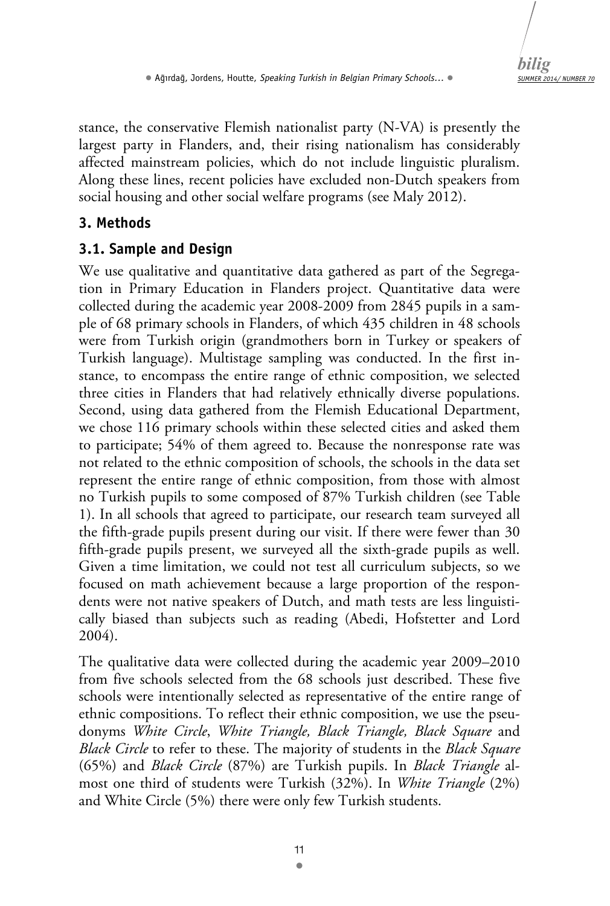stance, the conservative Flemish nationalist party (N-VA) is presently the largest party in Flanders, and, their rising nationalism has considerably affected mainstream policies, which do not include linguistic pluralism. Along these lines, recent policies have excluded non-Dutch speakers from social housing and other social welfare programs (see Maly 2012).

## 3. Methods

### 3.1. Sample and Design

We use qualitative and quantitative data gathered as part of the Segregation in Primary Education in Flanders project. Quantitative data were collected during the academic year 2008-2009 from 2845 pupils in a sample of 68 primary schools in Flanders, of which 435 children in 48 schools were from Turkish origin (grandmothers born in Turkey or speakers of Turkish language). Multistage sampling was conducted. In the first instance, to encompass the entire range of ethnic composition, we selected three cities in Flanders that had relatively ethnically diverse populations. Second, using data gathered from the Flemish Educational Department, we chose 116 primary schools within these selected cities and asked them to participate; 54% of them agreed to. Because the nonresponse rate was not related to the ethnic composition of schools, the schools in the data set represent the entire range of ethnic composition, from those with almost no Turkish pupils to some composed of 87% Turkish children (see Table 1). In all schools that agreed to participate, our research team surveyed all the fifth-grade pupils present during our visit. If there were fewer than 30 fifth-grade pupils present, we surveyed all the sixth-grade pupils as well. Given a time limitation, we could not test all curriculum subjects, so we focused on math achievement because a large proportion of the respondents were not native speakers of Dutch, and math tests are less linguistically biased than subjects such as reading (Abedi, Hofstetter and Lord 2004).

The qualitative data were collected during the academic year 2009–2010 from five schools selected from the 68 schools just described. These five schools were intentionally selected as representative of the entire range of ethnic compositions. To reflect their ethnic composition, we use the pseudonyms *White Circle*, *White Triangle, Black Triangle, Black Square* and *Black Circle* to refer to these. The majority of students in the *Black Square* (65%) and *Black Circle* (87%) are Turkish pupils. In *Black Triangle* almost one third of students were Turkish (32%). In *White Triangle* (2%) and White Circle (5%) there were only few Turkish students.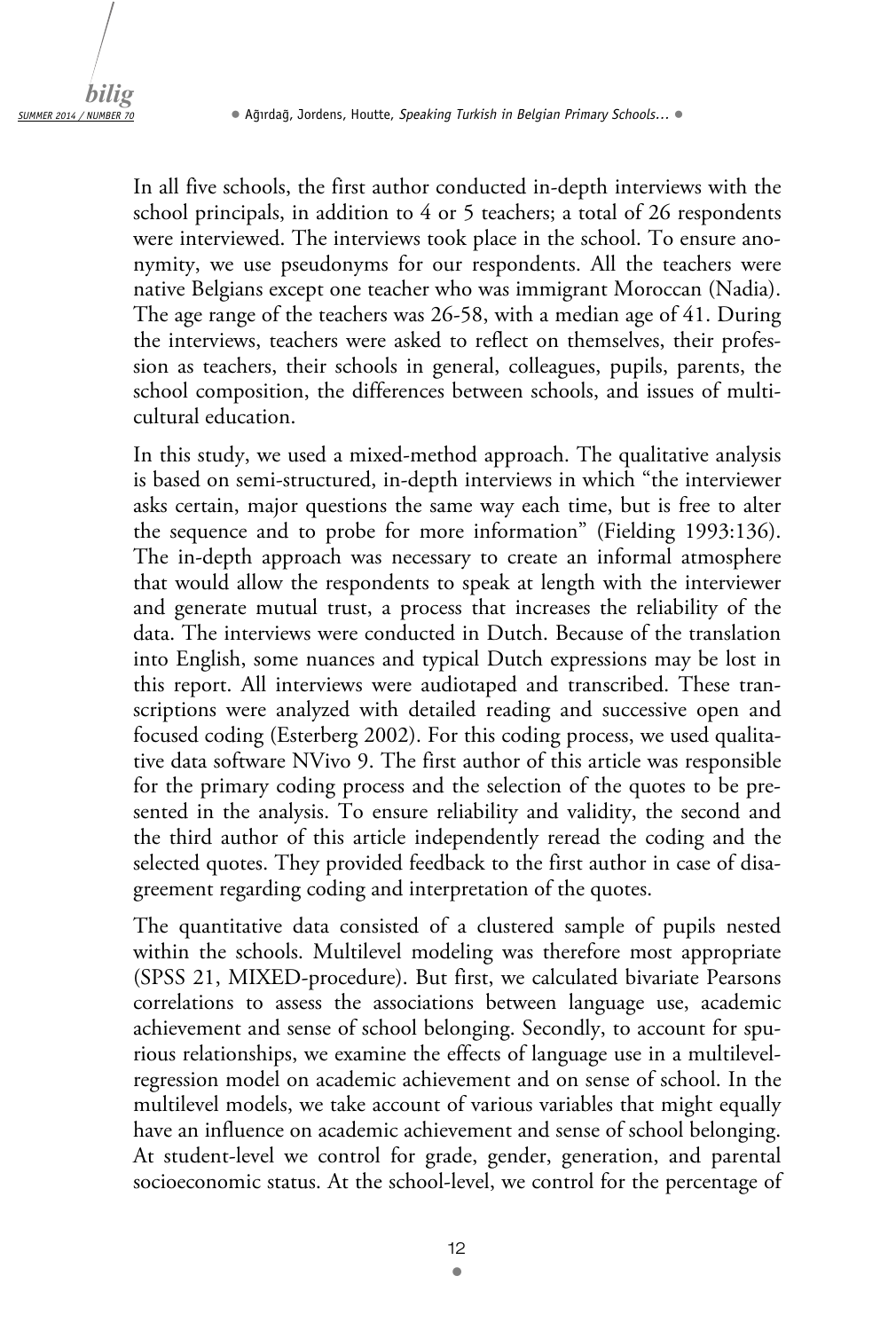In all five schools, the first author conducted in-depth interviews with the school principals, in addition to 4 or 5 teachers; a total of 26 respondents were interviewed. The interviews took place in the school. To ensure anonymity, we use pseudonyms for our respondents. All the teachers were native Belgians except one teacher who was immigrant Moroccan (Nadia). The age range of the teachers was 26-58, with a median age of 41. During the interviews, teachers were asked to reflect on themselves, their profession as teachers, their schools in general, colleagues, pupils, parents, the school composition, the differences between schools, and issues of multicultural education.

In this study, we used a mixed-method approach. The qualitative analysis is based on semi-structured, in-depth interviews in which "the interviewer asks certain, major questions the same way each time, but is free to alter the sequence and to probe for more information" (Fielding 1993:136). The in-depth approach was necessary to create an informal atmosphere that would allow the respondents to speak at length with the interviewer and generate mutual trust, a process that increases the reliability of the data. The interviews were conducted in Dutch. Because of the translation into English, some nuances and typical Dutch expressions may be lost in this report. All interviews were audiotaped and transcribed. These transcriptions were analyzed with detailed reading and successive open and focused coding (Esterberg 2002). For this coding process, we used qualitative data software NVivo 9. The first author of this article was responsible for the primary coding process and the selection of the quotes to be presented in the analysis. To ensure reliability and validity, the second and the third author of this article independently reread the coding and the selected quotes. They provided feedback to the first author in case of disagreement regarding coding and interpretation of the quotes.

The quantitative data consisted of a clustered sample of pupils nested within the schools. Multilevel modeling was therefore most appropriate (SPSS 21, MIXED-procedure). But first, we calculated bivariate Pearsons correlations to assess the associations between language use, academic achievement and sense of school belonging. Secondly, to account for spurious relationships, we examine the effects of language use in a multilevel-regression model on academic achievement and on sense of school. In the multilevel models, we take account of various variables that might equally have an influence on academic achievement and sense of school belonging. At student-level we control for grade, gender, generation, and parental socioeconomic status. At the school-level, we control for the percentage of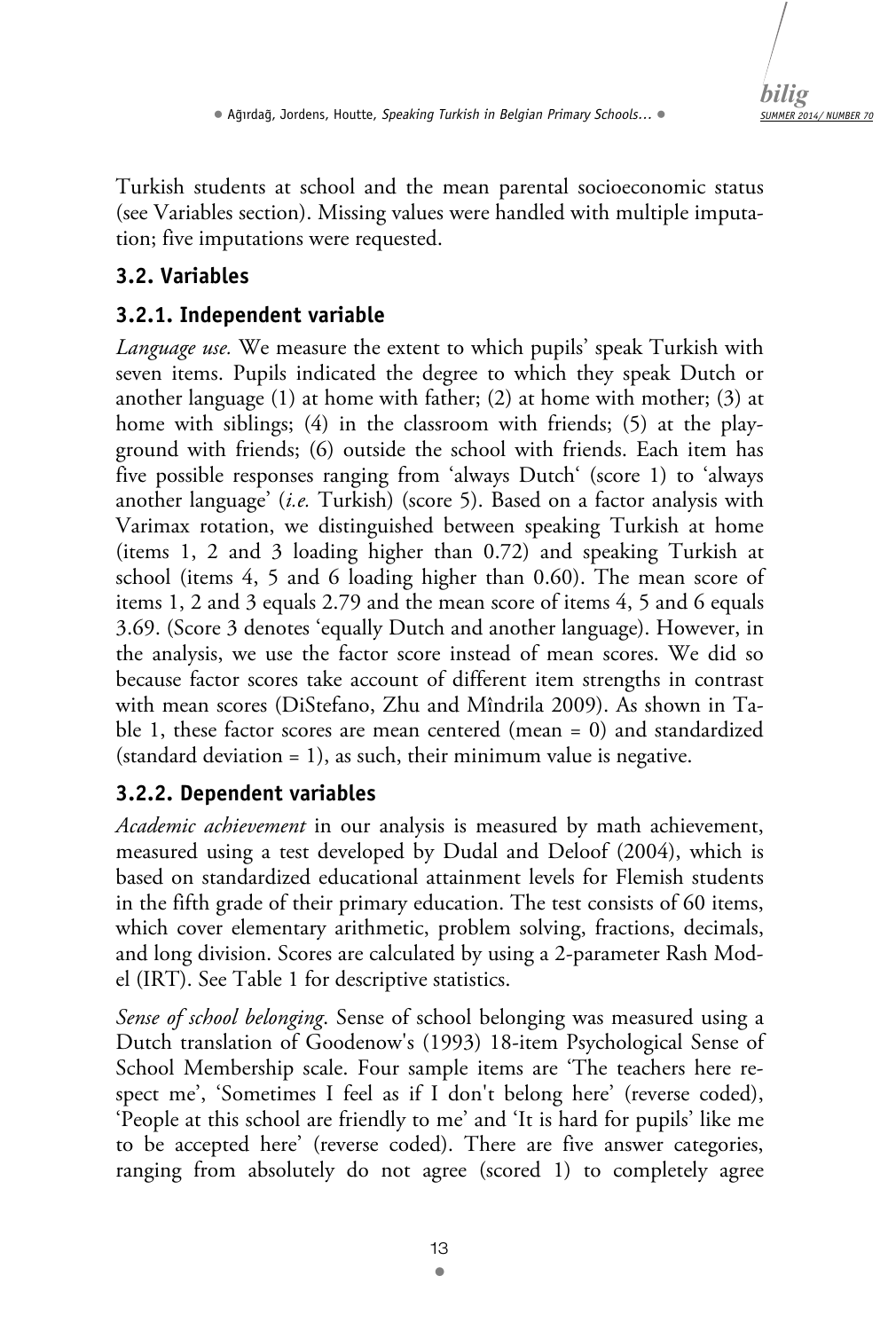Turkish students at school and the mean parental socioeconomic status (see Variables section). Missing values were handled with multiple imputation; five imputations were requested.

## 3.2. Variables

### 3.2.1. Independent variable

*Language use.* We measure the extent to which pupils' speak Turkish with seven items. Pupils indicated the degree to which they speak Dutch or another language (1) at home with father; (2) at home with mother; (3) at home with siblings; (4) in the classroom with friends; (5) at the playground with friends; (6) outside the school with friends. Each item has five possible responses ranging from 'always Dutch' (score 1) to 'always another language' (*i.e.* Turkish) (score 5). Based on a factor analysis with Varimax rotation, we distinguished between speaking Turkish at home (items 1, 2 and 3 loading higher than 0.72) and speaking Turkish at school (items 4, 5 and 6 loading higher than 0.60). The mean score of items 1, 2 and 3 equals 2.79 and the mean score of items 4, 5 and 6 equals 3.69. (Score 3 denotes 'equally Dutch and another language). However, in the analysis, we use the factor score instead of mean scores. We did so because factor scores take account of different item strengths in contrast with mean scores (DiStefano, Zhu and Mîndrila 2009). As shown in Table 1, these factor scores are mean centered (mean = 0) and standardized (standard deviation = 1), as such, their minimum value is negative.

### 3.2.2. Dependent variables

*Academic achievement* in our analysis is measured by math achievement, measured using a test developed by Dudal and Deloof (2004), which is based on standardized educational attainment levels for Flemish students in the fifth grade of their primary education. The test consists of 60 items, which cover elementary arithmetic, problem solving, fractions, decimals, and long division. Scores are calculated by using a 2-parameter Rash Model (IRT). See Table 1 for descriptive statistics.

*Sense of school belonging.* Sense of school belonging was measured using a Dutch translation of Goodenow's (1993) 18-item Psychological Sense of School Membership scale. Four sample items are 'The teachers here respect me', 'Sometimes I feel as if I don't belong here' (reverse coded), 'People at this school are friendly to me' and 'It is hard for pupils' like me to be accepted here' (reverse coded). There are five answer categories, ranging from absolutely do not agree (scored 1) to completely agree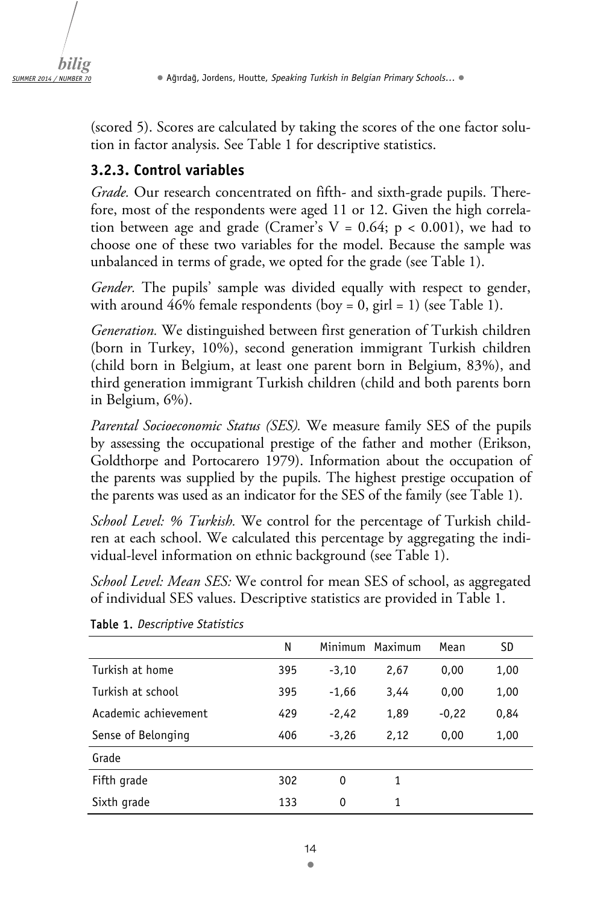(scored 5). Scores are calculated by taking the scores of the one factor solution in factor analysis. See Table 1 for descriptive statistics.

### 3.2.3. Control variables

*Grade.* Our research concentrated on fifth- and sixth-grade pupils. Therefore, most of the respondents were aged 11 or 12. Given the high correlation between age and grade (Cramer's V = 0.64; $p < 0.001$), we had to choose one of these two variables for the model. Because the sample was unbalanced in terms of grade, we opted for the grade (see Table 1).

*Gender.* The pupils' sample was divided equally with respect to gender, with around 46% female respondents (boy = 0, girl = 1) (see Table 1).

*Generation.* We distinguished between first generation of Turkish children (born in Turkey, 10%), second generation immigrant Turkish children (child born in Belgium, at least one parent born in Belgium, 83%), and third generation immigrant Turkish children (child and both parents born in Belgium, 6%).

*Parental Socioeconomic Status (SES).* We measure family SES of the pupils by assessing the occupational prestige of the father and mother (Erikson, Goldthorpe and Portocarero 1979). Information about the occupation of the parents was supplied by the pupils. The highest prestige occupation of the parents was used as an indicator for the SES of the family (see Table 1).

*School Level: % Turkish.* We control for the percentage of Turkish children at each school. We calculated this percentage by aggregating the individual-level information on ethnic background (see Table 1).

*School Level: Mean SES:* We control for mean SES of school, as aggregated of individual SES values. Descriptive statistics are provided in Table 1.

**Table 1.** *Descriptive Statistics*

| | N | Minimum | Maximum | Mean | SD |
|---|---|---|---|---|---|
| Turkish at home | 395 | -3,10 | 2,67 | 0,00 | 1,00 |
| Turkish at school | 395 | -1,66 | 3,44 | 0,00 | 1,00 |
| Academic achievement | 429 | -2,42 | 1,89 | -0,22 | 0,84 |
| Sense of Belonging | 406 | -3,26 | 2,12 | 0,00 | 1,00 |
| Grade | | | | | |
| Fifth grade | 302 | 0 | 1 | | |
| Sixth grade | 133 | 0 | 1 | | |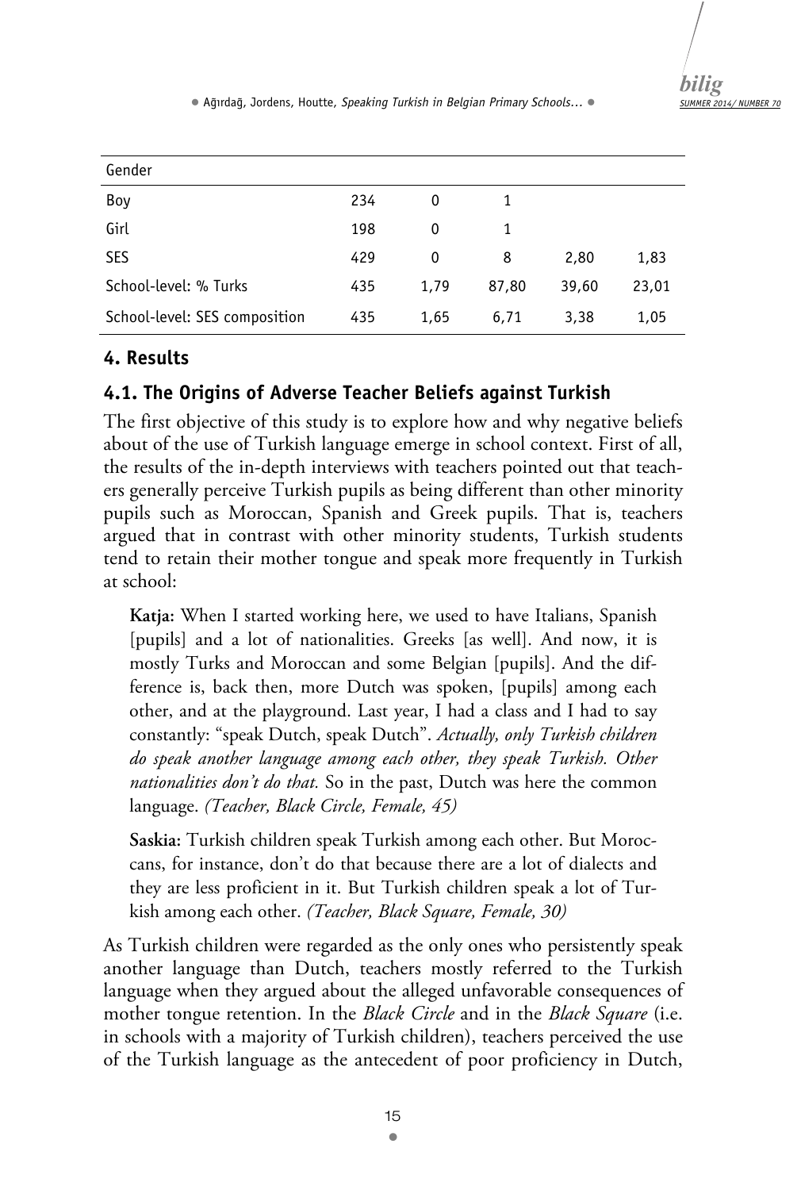| Gender | | | | | |
|---|---|---|---|---|---|
| Boy | 234 | 0 | 1 | | |
| Girl | 198 | 0 | 1 | | |
| SES | 429 | 0 | 8 | 2,80 | 1,83 |
| School-level: % Turks | 435 | 1,79 | 87,80 | 39,60 | 23,01 |
| School-level: SES composition | 435 | 1,65 | 6,71 | 3,38 | 1,05 |

## 4. Results

### 4.1. The Origins of Adverse Teacher Beliefs against Turkish

The first objective of this study is to explore how and why negative beliefs about of the use of Turkish language emerge in school context. First of all, the results of the in-depth interviews with teachers pointed out that teachers generally perceive Turkish pupils as being different than other minority pupils such as Moroccan, Spanish and Greek pupils. That is, teachers argued that in contrast with other minority students, Turkish students tend to retain their mother tongue and speak more frequently in Turkish at school:

> **Katja:** When I started working here, we used to have Italians, Spanish [pupils] and a lot of nationalities. Greeks [as well]. And now, it is mostly Turks and Moroccan and some Belgian [pupils]. And the difference is, back then, more Dutch was spoken, [pupils] among each other, and at the playground. Last year, I had a class and I had to say constantly: "speak Dutch, speak Dutch". *Actually, only Turkish children do speak another language among each other, they speak Turkish. Other nationalities don't do that.* So in the past, Dutch was here the common language. *(Teacher, Black Circle, Female, 45)*

> **Saskia:** Turkish children speak Turkish among each other. But Moroccans, for instance, don't do that because there are a lot of dialects and they are less proficient in it. But Turkish children speak a lot of Turkish among each other. *(Teacher, Black Square, Female, 30)*

As Turkish children were regarded as the only ones who persistently speak another language than Dutch, teachers mostly referred to the Turkish language when they argued about the alleged unfavorable consequences of mother tongue retention. In the *Black Circle* and in the *Black Square* (i.e. in schools with a majority of Turkish children), teachers perceived the use of the Turkish language as the antecedent of poor proficiency in Dutch,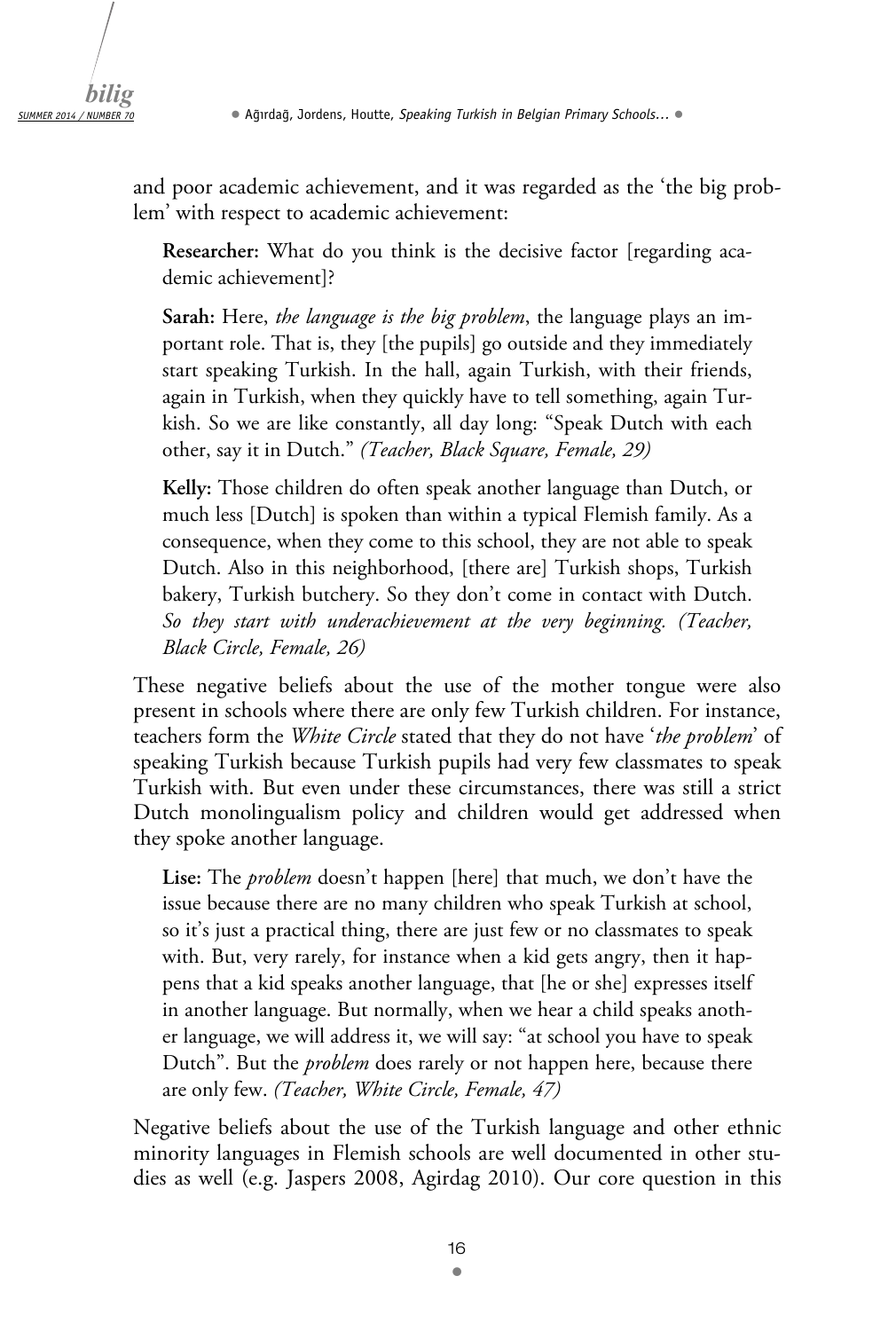and poor academic achievement, and it was regarded as the 'the big problem' with respect to academic achievement:

> **Researcher:** What do you think is the decisive factor [regarding academic achievement]?
>
> **Sarah:** Here, *the language is the big problem*, the language plays an important role. That is, they [the pupils] go outside and they immediately start speaking Turkish. In the hall, again Turkish, with their friends, again in Turkish, when they quickly have to tell something, again Turkish. So we are like constantly, all day long: "Speak Dutch with each other, say it in Dutch." *(Teacher, Black Square, Female, 29)*
>
> **Kelly:** Those children do often speak another language than Dutch, or much less [Dutch] is spoken than within a typical Flemish family. As a consequence, when they come to this school, they are not able to speak Dutch. Also in this neighborhood, [there are] Turkish shops, Turkish bakery, Turkish butchery. So they don't come in contact with Dutch. *So they start with underachievement at the very beginning. (Teacher, Black Circle, Female, 26)*

These negative beliefs about the use of the mother tongue were also present in schools where there are only few Turkish children. For instance, teachers form the *White Circle* stated that they do not have '*the problem*' of speaking Turkish because Turkish pupils had very few classmates to speak Turkish with. But even under these circumstances, there was still a strict Dutch monolingualism policy and children would get addressed when they spoke another language.

> **Lise:** The *problem* doesn't happen [here] that much, we don't have the issue because there are no many children who speak Turkish at school, so it's just a practical thing, there are just few or no classmates to speak with. But, very rarely, for instance when a kid gets angry, then it happens that a kid speaks another language, that [he or she] expresses itself in another language. But normally, when we hear a child speaks another language, we will address it, we will say: "at school you have to speak Dutch". But the *problem* does rarely or not happen here, because there are only few. *(Teacher, White Circle, Female, 47)*

Negative beliefs about the use of the Turkish language and other ethnic minority languages in Flemish schools are well documented in other studies as well (e.g. Jaspers 2008, Agirdag 2010). Our core question in this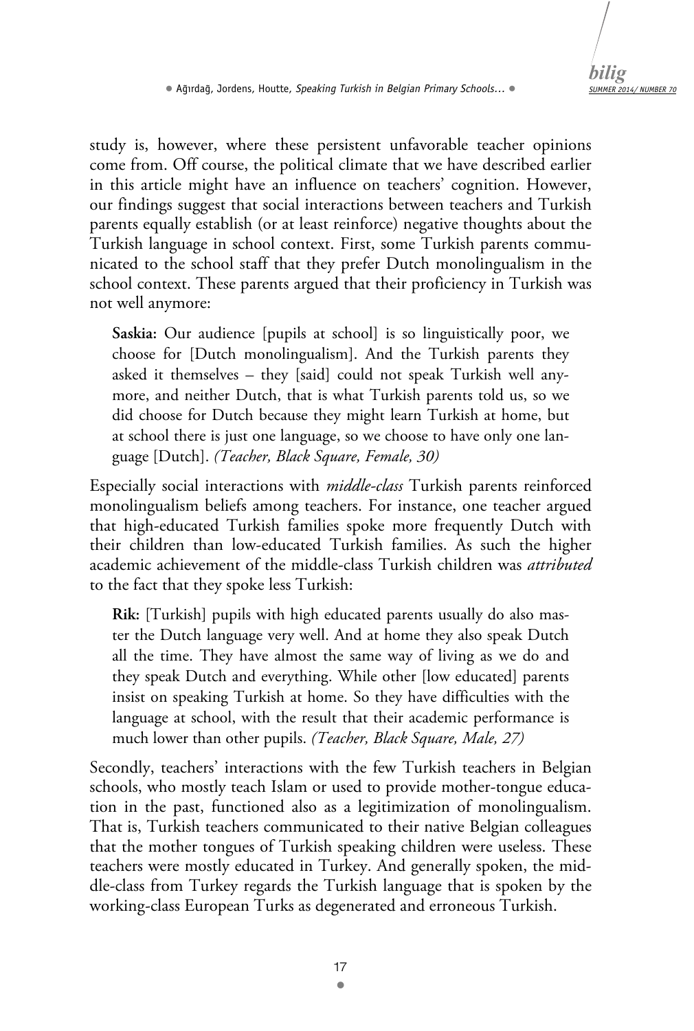study is, however, where these persistent unfavorable teacher opinions come from. Off course, the political climate that we have described earlier in this article might have an influence on teachers' cognition. However, our findings suggest that social interactions between teachers and Turkish parents equally establish (or at least reinforce) negative thoughts about the Turkish language in school context. First, some Turkish parents communicated to the school staff that they prefer Dutch monolingualism in the school context. These parents argued that their proficiency in Turkish was not well anymore:

> **Saskia:** Our audience [pupils at school] is so linguistically poor, we choose for [Dutch monolingualism]. And the Turkish parents they asked it themselves – they [said] could not speak Turkish well anymore, and neither Dutch, that is what Turkish parents told us, so we did choose for Dutch because they might learn Turkish at home, but at school there is just one language, so we choose to have only one language [Dutch]. *(Teacher, Black Square, Female, 30)*

Especially social interactions with *middle-class* Turkish parents reinforced monolingualism beliefs among teachers. For instance, one teacher argued that high-educated Turkish families spoke more frequently Dutch with their children than low-educated Turkish families. As such the higher academic achievement of the middle-class Turkish children was *attributed* to the fact that they spoke less Turkish:

> **Rik:** [Turkish] pupils with high educated parents usually do also master the Dutch language very well. And at home they also speak Dutch all the time. They have almost the same way of living as we do and they speak Dutch and everything. While other [low educated] parents insist on speaking Turkish at home. So they have difficulties with the language at school, with the result that their academic performance is much lower than other pupils. *(Teacher, Black Square, Male, 27)*

Secondly, teachers' interactions with the few Turkish teachers in Belgian schools, who mostly teach Islam or used to provide mother-tongue education in the past, functioned also as a legitimization of monolingualism. That is, Turkish teachers communicated to their native Belgian colleagues that the mother tongues of Turkish speaking children were useless. These teachers were mostly educated in Turkey. And generally spoken, the middle-class from Turkey regards the Turkish language that is spoken by the working-class European Turks as degenerated and erroneous Turkish.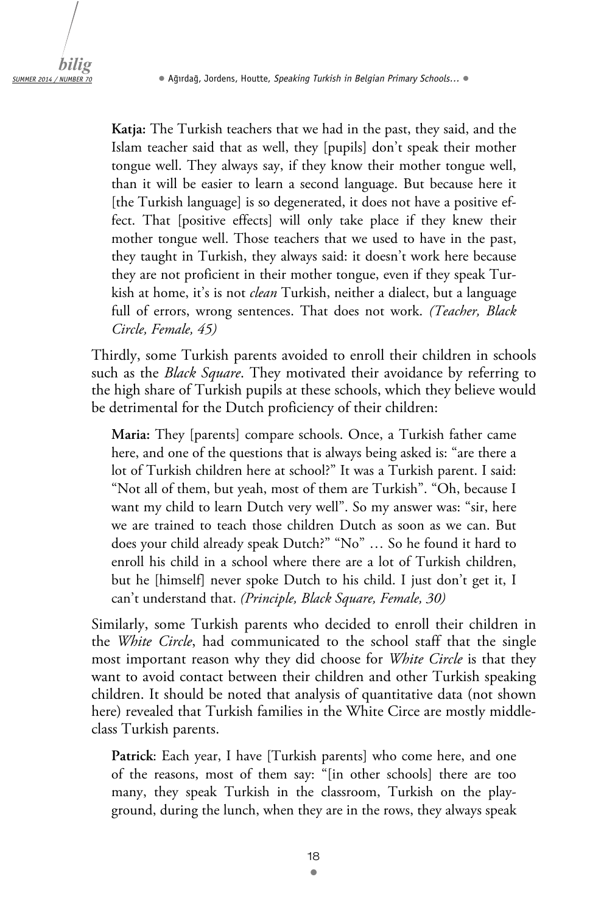**Katja:** The Turkish teachers that we had in the past, they said, and the Islam teacher said that as well, they [pupils] don't speak their mother tongue well. They always say, if they know their mother tongue well, than it will be easier to learn a second language. But because here it [the Turkish language] is so degenerated, it does not have a positive effect. That [positive effects] will only take place if they knew their mother tongue well. Those teachers that we used to have in the past, they taught in Turkish, they always said: it doesn't work here because they are not proficient in their mother tongue, even if they speak Turkish at home, it's is not *clean* Turkish, neither a dialect, but a language full of errors, wrong sentences. That does not work. *(Teacher, Black Circle, Female, 45)*

Thirdly, some Turkish parents avoided to enroll their children in schools such as the *Black Square*. They motivated their avoidance by referring to the high share of Turkish pupils at these schools, which they believe would be detrimental for the Dutch proficiency of their children:

**Maria:** They [parents] compare schools. Once, a Turkish father came here, and one of the questions that is always being asked is: "are there a lot of Turkish children here at school?" It was a Turkish parent. I said: "Not all of them, but yeah, most of them are Turkish". "Oh, because I want my child to learn Dutch very well". So my answer was: "sir, here we are trained to teach those children Dutch as soon as we can. But does your child already speak Dutch?" "No" … So he found it hard to enroll his child in a school where there are a lot of Turkish children, but he [himself] never spoke Dutch to his child. I just don't get it, I can't understand that. *(Principle, Black Square, Female, 30)*

Similarly, some Turkish parents who decided to enroll their children in the *White Circle*, had communicated to the school staff that the single most important reason why they did choose for *White Circle* is that they want to avoid contact between their children and other Turkish speaking children. It should be noted that analysis of quantitative data (not shown here) revealed that Turkish families in the White Circe are mostly middle-class Turkish parents.

**Patrick**: Each year, I have [Turkish parents] who come here, and one of the reasons, most of them say: "[in other schools] there are too many, they speak Turkish in the classroom, Turkish on the playground, during the lunch, when they are in the rows, they always speak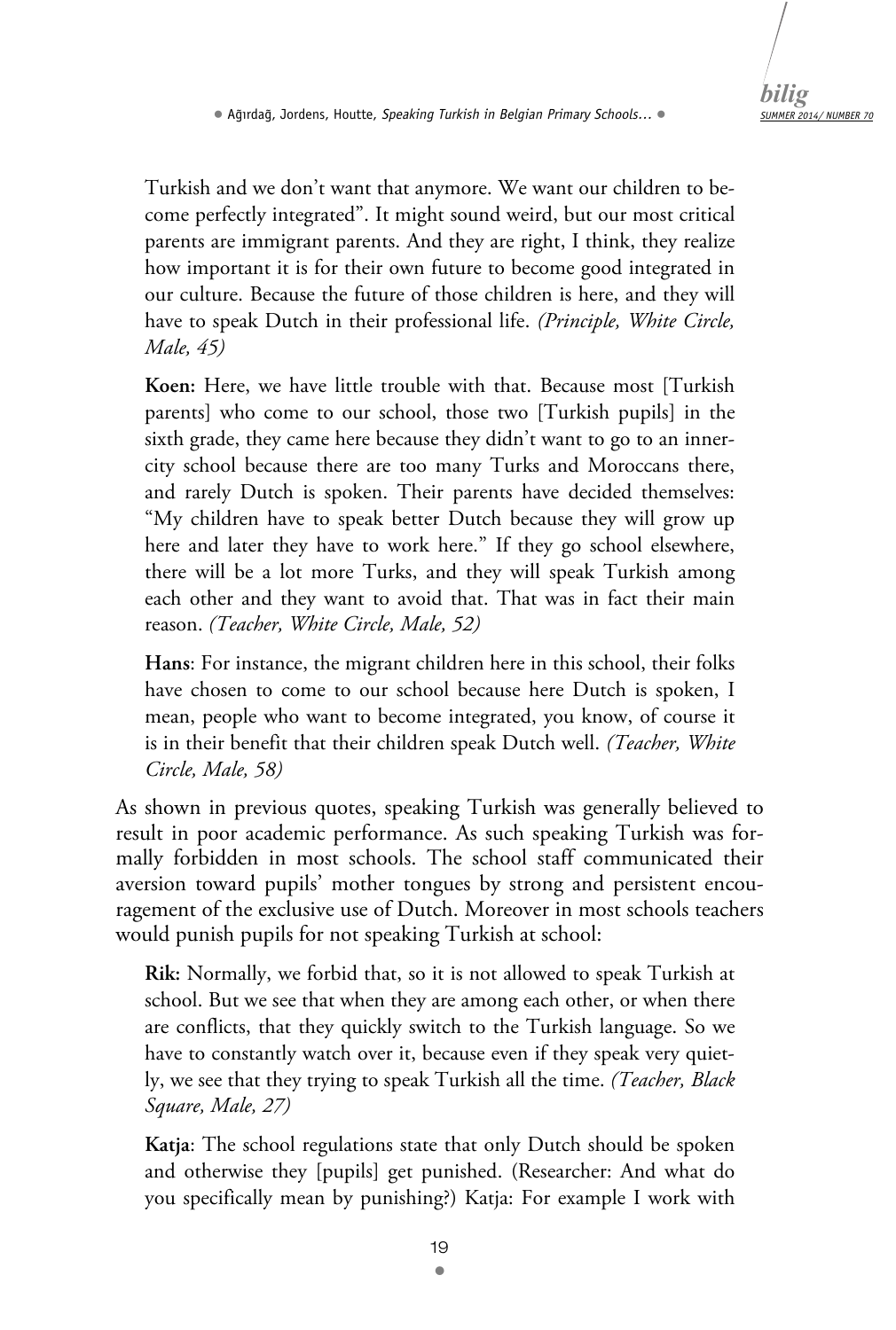Turkish and we don't want that anymore. We want our children to become perfectly integrated". It might sound weird, but our most critical parents are immigrant parents. And they are right, I think, they realize how important it is for their own future to become good integrated in our culture. Because the future of those children is here, and they will have to speak Dutch in their professional life. *(Principle, White Circle, Male, 45)*

> **Koen:** Here, we have little trouble with that. Because most [Turkish parents] who come to our school, those two [Turkish pupils] in the sixth grade, they came here because they didn't want to go to an inner-city school because there are too many Turks and Moroccans there, and rarely Dutch is spoken. Their parents have decided themselves: "My children have to speak better Dutch because they will grow up here and later they have to work here." If they go school elsewhere, there will be a lot more Turks, and they will speak Turkish among each other and they want to avoid that. That was in fact their main reason. *(Teacher, White Circle, Male, 52)*

> **Hans**: For instance, the migrant children here in this school, their folks have chosen to come to our school because here Dutch is spoken, I mean, people who want to become integrated, you know, of course it is in their benefit that their children speak Dutch well. *(Teacher, White Circle, Male, 58)*

As shown in previous quotes, speaking Turkish was generally believed to result in poor academic performance. As such speaking Turkish was formally forbidden in most schools. The school staff communicated their aversion toward pupils' mother tongues by strong and persistent encouragement of the exclusive use of Dutch. Moreover in most schools teachers would punish pupils for not speaking Turkish at school:

> **Rik:** Normally, we forbid that, so it is not allowed to speak Turkish at school. But we see that when they are among each other, or when there are conflicts, that they quickly switch to the Turkish language. So we have to constantly watch over it, because even if they speak very quietly, we see that they trying to speak Turkish all the time. *(Teacher, Black Square, Male, 27)*

> **Katja**: The school regulations state that only Dutch should be spoken and otherwise they [pupils] get punished. (Researcher: And what do you specifically mean by punishing?) Katja: For example I work with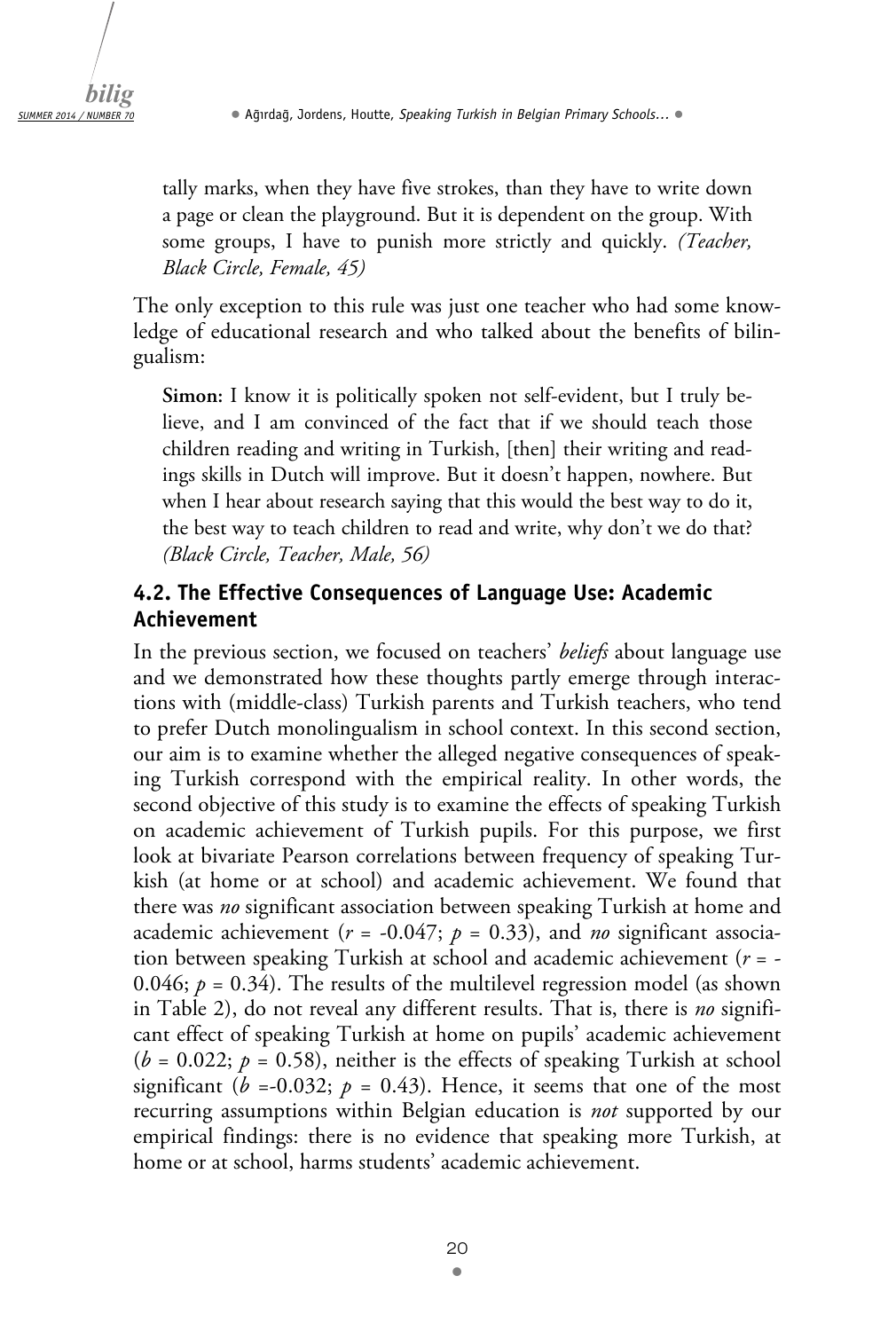tally marks, when they have five strokes, than they have to write down a page or clean the playground. But it is dependent on the group. With some groups, I have to punish more strictly and quickly. *(Teacher, Black Circle, Female, 45)*

The only exception to this rule was just one teacher who had some knowledge of educational research and who talked about the benefits of bilingualism:

> **Simon:** I know it is politically spoken not self-evident, but I truly believe, and I am convinced of the fact that if we should teach those children reading and writing in Turkish, [then] their writing and readings skills in Dutch will improve. But it doesn't happen, nowhere. But when I hear about research saying that this would the best way to do it, the best way to teach children to read and write, why don't we do that? *(Black Circle, Teacher, Male, 56)*

### 4.2. The Effective Consequences of Language Use: Academic Achievement

In the previous section, we focused on teachers' *beliefs* about language use and we demonstrated how these thoughts partly emerge through interactions with (middle-class) Turkish parents and Turkish teachers, who tend to prefer Dutch monolingualism in school context. In this second section, our aim is to examine whether the alleged negative consequences of speaking Turkish correspond with the empirical reality. In other words, the second objective of this study is to examine the effects of speaking Turkish on academic achievement of Turkish pupils. For this purpose, we first look at bivariate Pearson correlations between frequency of speaking Turkish (at home or at school) and academic achievement. We found that there was *no* significant association between speaking Turkish at home and academic achievement ($r = -0.047$; $p = 0.33$), and *no* significant association between speaking Turkish at school and academic achievement ($r = -0.046$; $p = 0.34$). The results of the multilevel regression model (as shown in Table 2), do not reveal any different results. That is, there is *no* significant effect of speaking Turkish at home on pupils' academic achievement ($b = 0.022$; $p = 0.58$), neither is the effects of speaking Turkish at school significant ($b = -0.032$; $p = 0.43$). Hence, it seems that one of the most recurring assumptions within Belgian education is *not* supported by our empirical findings: there is no evidence that speaking more Turkish, at home or at school, harms students' academic achievement.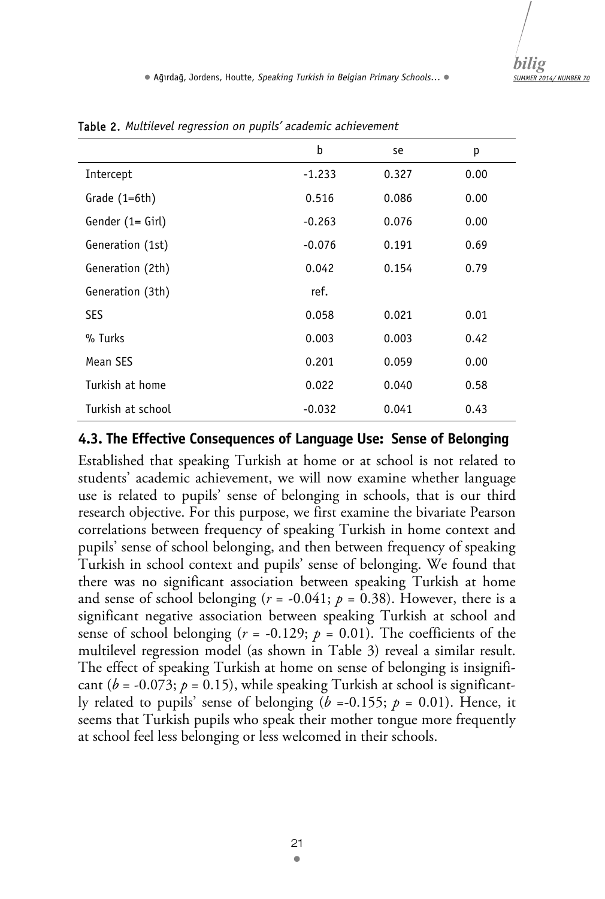**Table 2.** *Multilevel regression on pupils' academic achievement*

| | b | se | p |
|---|---|---|---|
| Intercept | -1.233 | 0.327 | 0.00 |
| Grade (1=6th) | 0.516 | 0.086 | 0.00 |
| Gender (1= Girl) | -0.263 | 0.076 | 0.00 |
| Generation (1st) | -0.076 | 0.191 | 0.69 |
| Generation (2th) | 0.042 | 0.154 | 0.79 |
| Generation (3th) | ref. | | |
| SES | 0.058 | 0.021 | 0.01 |
| % Turks | 0.003 | 0.003 | 0.42 |
| Mean SES | 0.201 | 0.059 | 0.00 |
| Turkish at home | 0.022 | 0.040 | 0.58 |
| Turkish at school | -0.032 | 0.041 | 0.43 |

### 4.3. The Effective Consequences of Language Use: Sense of Belonging

Established that speaking Turkish at home or at school is not related to students' academic achievement, we will now examine whether language use is related to pupils' sense of belonging in schools, that is our third research objective. For this purpose, we first examine the bivariate Pearson correlations between frequency of speaking Turkish in home context and pupils' sense of school belonging, and then between frequency of speaking Turkish in school context and pupils' sense of belonging. We found that there was no significant association between speaking Turkish at home and sense of school belonging ($r$ = -0.041; $p$ = 0.38). However, there is a significant negative association between speaking Turkish at school and sense of school belonging ($r$ = -0.129; $p$ = 0.01). The coefficients of the multilevel regression model (as shown in Table 3) reveal a similar result. The effect of speaking Turkish at home on sense of belonging is insignificant ($b$ = -0.073; $p$ = 0.15), while speaking Turkish at school is significantly related to pupils' sense of belonging ($b$ =-0.155; $p$ = 0.01). Hence, it seems that Turkish pupils who speak their mother tongue more frequently at school feel less belonging or less welcomed in their schools.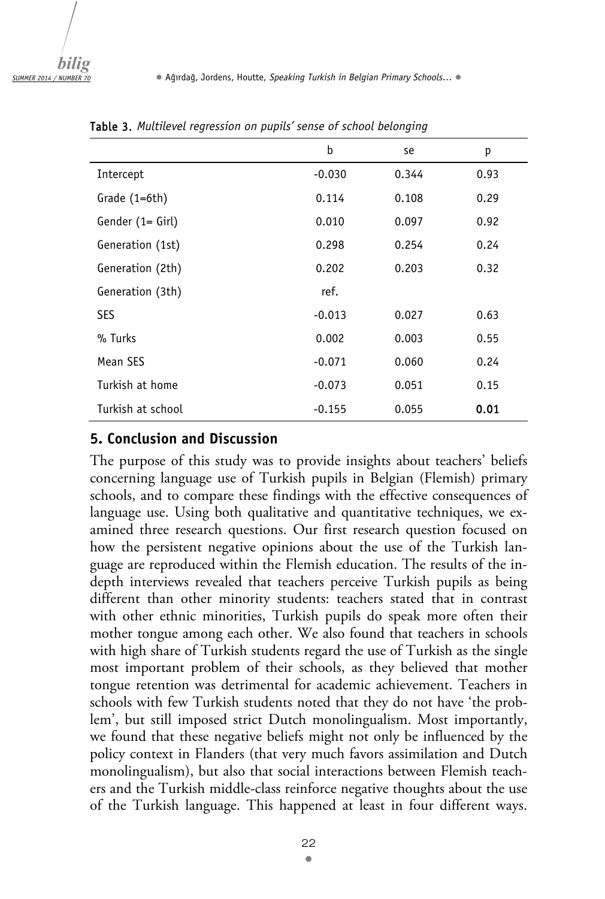**Table 3.** *Multilevel regression on pupils' sense of school belonging*

| | b | se | p |
|---|---|---|---|
| Intercept | -0.030 | 0.344 | 0.93 |
| Grade (1=6th) | 0.114 | 0.108 | 0.29 |
| Gender (1= Girl) | 0.010 | 0.097 | 0.92 |
| Generation (1st) | 0.298 | 0.254 | 0.24 |
| Generation (2th) | 0.202 | 0.203 | 0.32 |
| Generation (3th) | ref. | | |
| SES | -0.013 | 0.027 | 0.63 |
| % Turks | 0.002 | 0.003 | 0.55 |
| Mean SES | -0.071 | 0.060 | 0.24 |
| Turkish at home | -0.073 | 0.051 | 0.15 |
| Turkish at school | -0.155 | 0.055 | **0.01** |

## 5. Conclusion and Discussion

The purpose of this study was to provide insights about teachers' beliefs concerning language use of Turkish pupils in Belgian (Flemish) primary schools, and to compare these findings with the effective consequences of language use. Using both qualitative and quantitative techniques, we examined three research questions. Our first research question focused on how the persistent negative opinions about the use of the Turkish language are reproduced within the Flemish education. The results of the in-depth interviews revealed that teachers perceive Turkish pupils as being different than other minority students: teachers stated that in contrast with other ethnic minorities, Turkish pupils do speak more often their mother tongue among each other. We also found that teachers in schools with high share of Turkish students regard the use of Turkish as the single most important problem of their schools, as they believed that mother tongue retention was detrimental for academic achievement. Teachers in schools with few Turkish students noted that they do not have 'the problem', but still imposed strict Dutch monolingualism. Most importantly, we found that these negative beliefs might not only be influenced by the policy context in Flanders (that very much favors assimilation and Dutch monolingualism), but also that social interactions between Flemish teachers and the Turkish middle-class reinforce negative thoughts about the use of the Turkish language. This happened at least in four different ways.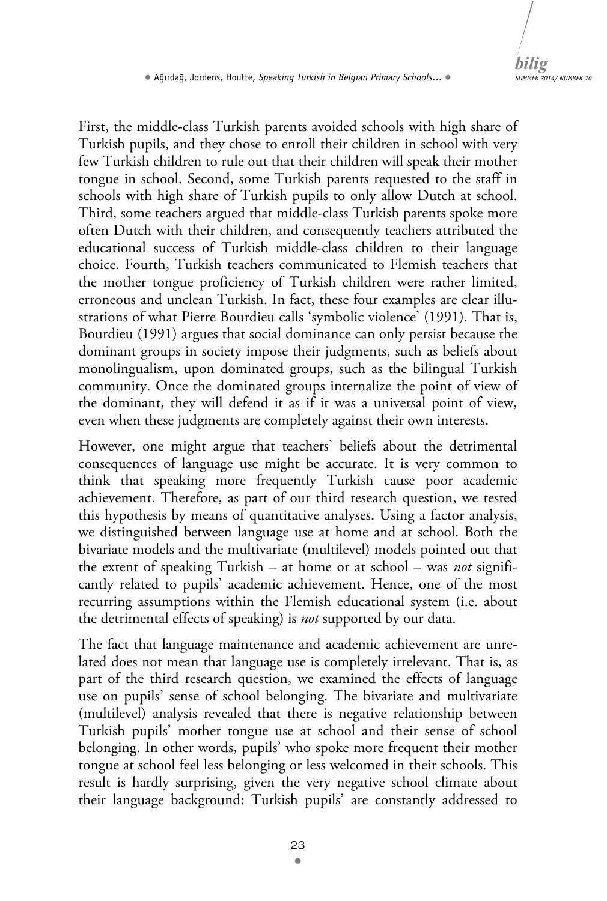First, the middle-class Turkish parents avoided schools with high share of Turkish pupils, and they chose to enroll their children in school with very few Turkish children to rule out that their children will speak their mother tongue in school. Second, some Turkish parents requested to the staff in schools with high share of Turkish pupils to only allow Dutch at school. Third, some teachers argued that middle-class Turkish parents spoke more often Dutch with their children, and consequently teachers attributed the educational success of Turkish middle-class children to their language choice. Fourth, Turkish teachers communicated to Flemish teachers that the mother tongue proficiency of Turkish children were rather limited, erroneous and unclean Turkish. In fact, these four examples are clear illustrations of what Pierre Bourdieu calls 'symbolic violence' (1991). That is, Bourdieu (1991) argues that social dominance can only persist because the dominant groups in society impose their judgments, such as beliefs about monolingualism, upon dominated groups, such as the bilingual Turkish community. Once the dominated groups internalize the point of view of the dominant, they will defend it as if it was a universal point of view, even when these judgments are completely against their own interests.

However, one might argue that teachers' beliefs about the detrimental consequences of language use might be accurate. It is very common to think that speaking more frequently Turkish cause poor academic achievement. Therefore, as part of our third research question, we tested this hypothesis by means of quantitative analyses. Using a factor analysis, we distinguished between language use at home and at school. Both the bivariate models and the multivariate (multilevel) models pointed out that the extent of speaking Turkish – at home or at school – was *not* significantly related to pupils' academic achievement. Hence, one of the most recurring assumptions within the Flemish educational system (i.e. about the detrimental effects of speaking) is *not* supported by our data.

The fact that language maintenance and academic achievement are unrelated does not mean that language use is completely irrelevant. That is, as part of the third research question, we examined the effects of language use on pupils' sense of school belonging. The bivariate and multivariate (multilevel) analysis revealed that there is negative relationship between Turkish pupils' mother tongue use at school and their sense of school belonging. In other words, pupils' who spoke more frequent their mother tongue at school feel less belonging or less welcomed in their schools. This result is hardly surprising, given the very negative school climate about their language background: Turkish pupils' are constantly addressed to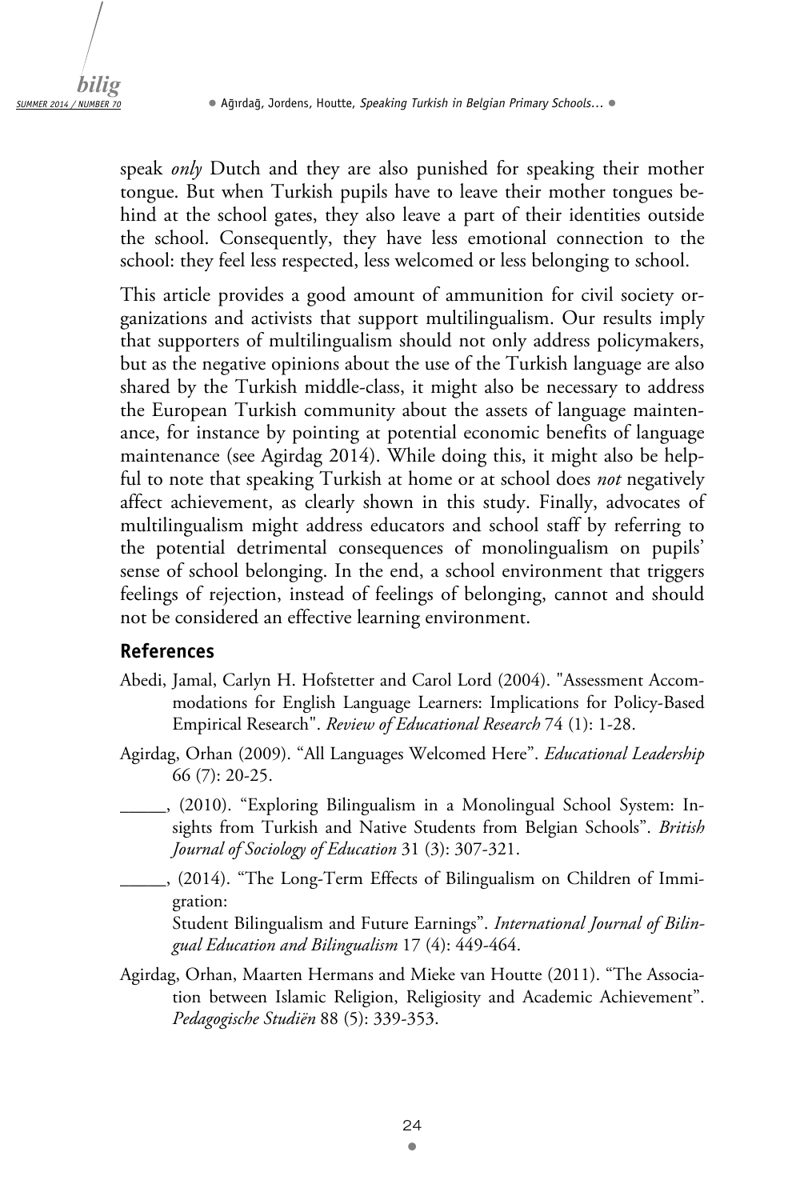speak *only* Dutch and they are also punished for speaking their mother tongue. But when Turkish pupils have to leave their mother tongues behind at the school gates, they also leave a part of their identities outside the school. Consequently, they have less emotional connection to the school: they feel less respected, less welcomed or less belonging to school.

This article provides a good amount of ammunition for civil society organizations and activists that support multilingualism. Our results imply that supporters of multilingualism should not only address policymakers, but as the negative opinions about the use of the Turkish language are also shared by the Turkish middle-class, it might also be necessary to address the European Turkish community about the assets of language maintenance, for instance by pointing at potential economic benefits of language maintenance (see Agirdag 2014). While doing this, it might also be helpful to note that speaking Turkish at home or at school does *not* negatively affect achievement, as clearly shown in this study. Finally, advocates of multilingualism might address educators and school staff by referring to the potential detrimental consequences of monolingualism on pupils' sense of school belonging. In the end, a school environment that triggers feelings of rejection, instead of feelings of belonging, cannot and should not be considered an effective learning environment.

## References

Abedi, Jamal, Carlyn H. Hofstetter and Carol Lord (2004). "Assessment Accommodations for English Language Learners: Implications for Policy-Based Empirical Research". *Review of Educational Research* 74 (1): 1-28.

Agirdag, Orhan (2009). "All Languages Welcomed Here". *Educational Leadership* 66 (7): 20-25.

_____, (2010). "Exploring Bilingualism in a Monolingual School System: Insights from Turkish and Native Students from Belgian Schools". *British Journal of Sociology of Education* 31 (3): 307-321.

_____, (2014). "The Long-Term Effects of Bilingualism on Children of Immigration: Student Bilingualism and Future Earnings". *International Journal of Bilingual Education and Bilingualism* 17 (4): 449-464.

Agirdag, Orhan, Maarten Hermans and Mieke van Houtte (2011). "The Association between Islamic Religion, Religiosity and Academic Achievement". *Pedagogische Studiën* 88 (5): 339-353.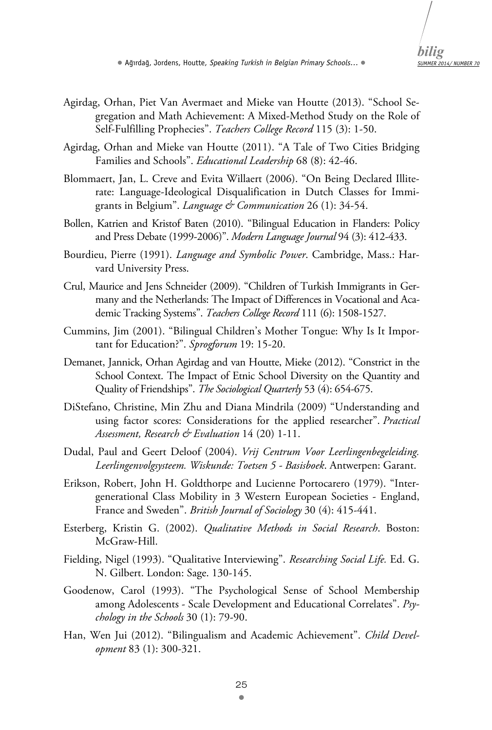Agirdag, Orhan, Piet Van Avermaet and Mieke van Houtte (2013). "School Segregation and Math Achievement: A Mixed-Method Study on the Role of Self-Fulfilling Prophecies". *Teachers College Record* 115 (3): 1-50.

Agirdag, Orhan and Mieke van Houtte (2011). "A Tale of Two Cities Bridging Families and Schools". *Educational Leadership* 68 (8): 42-46.

Blommaert, Jan, L. Creve and Evita Willaert (2006). "On Being Declared Illiterate: Language-Ideological Disqualification in Dutch Classes for Immigrants in Belgium". *Language & Communication* 26 (1): 34-54.

Bollen, Katrien and Kristof Baten (2010). "Bilingual Education in Flanders: Policy and Press Debate (1999-2006)". *Modern Language Journal* 94 (3): 412-433.

Bourdieu, Pierre (1991). *Language and Symbolic Power*. Cambridge, Mass.: Harvard University Press.

Crul, Maurice and Jens Schneider (2009). "Children of Turkish Immigrants in Germany and the Netherlands: The Impact of Differences in Vocational and Academic Tracking Systems". *Teachers College Record* 111 (6): 1508-1527.

Cummins, Jim (2001). "Bilingual Children's Mother Tongue: Why Is It Important for Education?". *Sprogforum* 19: 15-20.

Demanet, Jannick, Orhan Agirdag and van Houtte, Mieke (2012). "Constrict in the School Context. The Impact of Etnic School Diversity on the Quantity and Quality of Friendships". *The Sociological Quarterly* 53 (4): 654-675.

DiStefano, Christine, Min Zhu and Diana Mindrila (2009) "Understanding and using factor scores: Considerations for the applied researcher". *Practical Assessment, Research & Evaluation* 14 (20) 1-11.

Dudal, Paul and Geert Deloof (2004). *Vrij Centrum Voor Leerlingenbegeleiding. Leerlingenvolgsysteem. Wiskunde: Toetsen 5 - Basisboek*. Antwerpen: Garant.

Erikson, Robert, John H. Goldthorpe and Lucienne Portocarero (1979). "Intergenerational Class Mobility in 3 Western European Societies - England, France and Sweden". *British Journal of Sociology* 30 (4): 415-441.

Esterberg, Kristin G. (2002). *Qualitative Methods in Social Research*. Boston: McGraw-Hill.

Fielding, Nigel (1993). "Qualitative Interviewing". *Researching Social Life.* Ed. G. N. Gilbert. London: Sage. 130-145.

Goodenow, Carol (1993). "The Psychological Sense of School Membership among Adolescents - Scale Development and Educational Correlates". *Psychology in the Schools* 30 (1): 79-90.

Han, Wen Jui (2012). "Bilingualism and Academic Achievement". *Child Development* 83 (1): 300-321.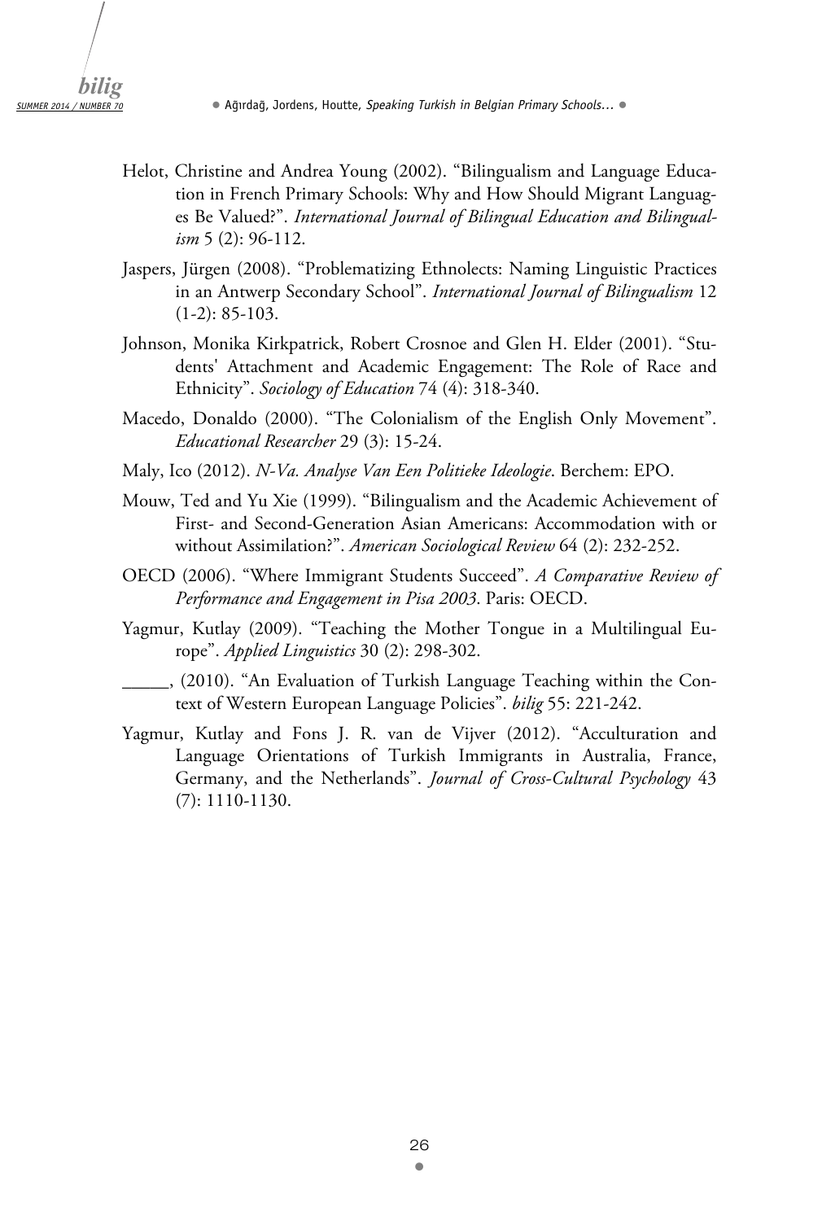Helot, Christine and Andrea Young (2002). "Bilingualism and Language Education in French Primary Schools: Why and How Should Migrant Languages Be Valued?". *International Journal of Bilingual Education and Bilingualism* 5 (2): 96-112.

Jaspers, Jürgen (2008). "Problematizing Ethnolects: Naming Linguistic Practices in an Antwerp Secondary School". *International Journal of Bilingualism* 12 (1-2): 85-103.

Johnson, Monika Kirkpatrick, Robert Crosnoe and Glen H. Elder (2001). "Students' Attachment and Academic Engagement: The Role of Race and Ethnicity". *Sociology of Education* 74 (4): 318-340.

Macedo, Donaldo (2000). "The Colonialism of the English Only Movement". *Educational Researcher* 29 (3): 15-24.

Maly, Ico (2012). *N-Va. Analyse Van Een Politieke Ideologie*. Berchem: EPO.

Mouw, Ted and Yu Xie (1999). "Bilingualism and the Academic Achievement of First- and Second-Generation Asian Americans: Accommodation with or without Assimilation?". *American Sociological Review* 64 (2): 232-252.

OECD (2006). "Where Immigrant Students Succeed". *A Comparative Review of Performance and Engagement in Pisa 2003*. Paris: OECD.

Yagmur, Kutlay (2009). "Teaching the Mother Tongue in a Multilingual Europe". *Applied Linguistics* 30 (2): 298-302.

_____, (2010). "An Evaluation of Turkish Language Teaching within the Context of Western European Language Policies". *bilig* 55: 221-242.

Yagmur, Kutlay and Fons J. R. van de Vijver (2012). "Acculturation and Language Orientations of Turkish Immigrants in Australia, France, Germany, and the Netherlands". *Journal of Cross-Cultural Psychology* 43 (7): 1110-1130.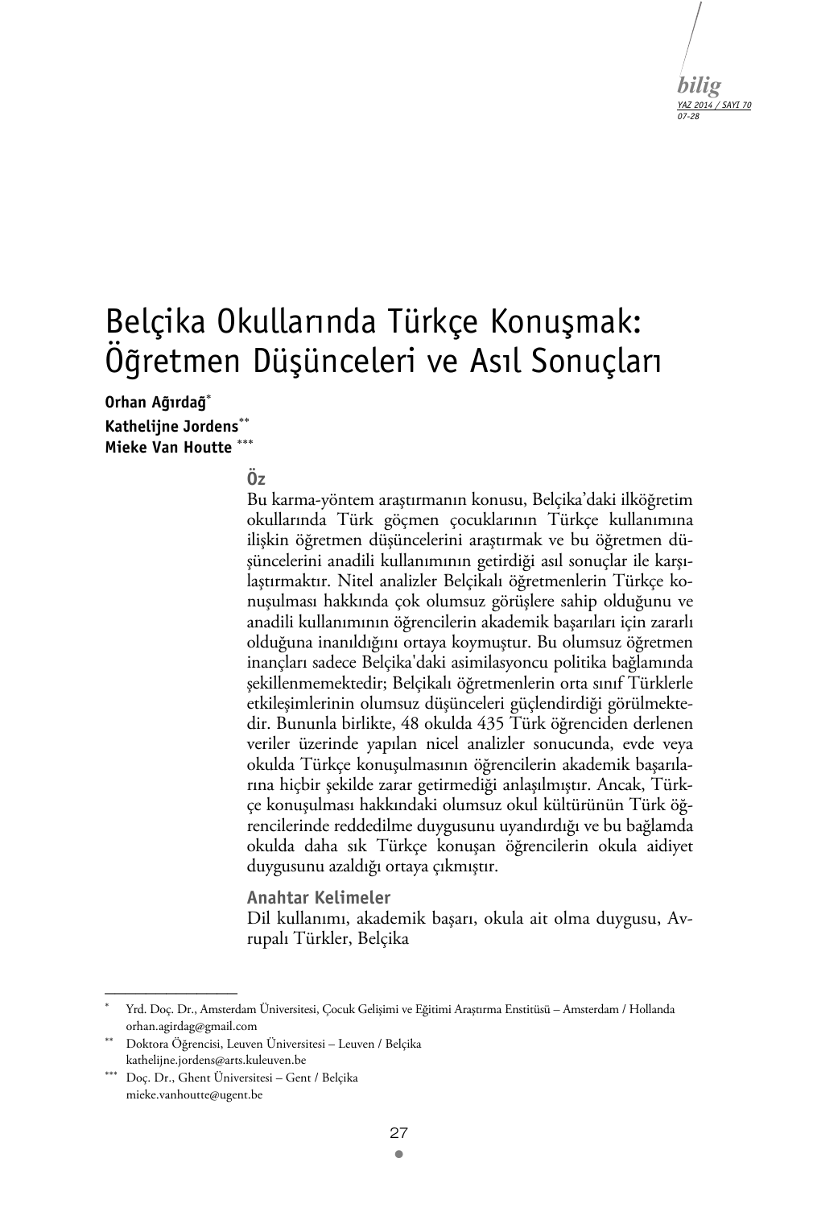# Belçika Okullarında Türkçe Konuşmak: Öğretmen Düşünceleri ve Asıl Sonuçları

**Orhan Ağırdağ**[*]
**Kathelijne Jordens**[**]
**Mieke Van Houtte**[***]

## Öz

Bu karma-yöntem araştırmanın konusu, Belçika'daki ilköğretim okullarında Türk göçmen çocuklarının Türkçe kullanımına ilişkin öğretmen düşüncelerini araştırmak ve bu öğretmen düşüncelerini anadili kullanımının getirdiği asıl sonuçlar ile karşılaştırmaktır. Nitel analizler Belçikalı öğretmenlerin Türkçe konuşulması hakkında çok olumsuz görüşlere sahip olduğunu ve anadili kullanımının öğrencilerin akademik başarıları için zararlı olduğuna inanıldığını ortaya koymuştur. Bu olumsuz öğretmen inançları sadece Belçika'daki asimilasyoncu politika bağlamında şekillenmemektedir; Belçikalı öğretmenlerin orta sınıf Türklerle etkileşimlerinin olumsuz düşünceleri güçlendirdiği görülmektedir. Bununla birlikte, 48 okulda 435 Türk öğrenciden derlenen veriler üzerinde yapılan nicel analizler sonucunda, evde veya okulda Türkçe konuşulmasının öğrencilerin akademik başarılarına hiçbir şekilde zarar getirmediği anlaşılmıştır. Ancak, Türkçe konuşulması hakkındaki olumsuz okul kültürünün Türk öğrencilerinde reddedilme duygusunu uyandırdığı ve bu bağlamda okulda daha sık Türkçe konuşan öğrencilerin okula aidiyet duygusunu azaldığı ortaya çıkmıştır.

### Anahtar Kelimeler

Dil kullanımı, akademik başarı, okula ait olma duygusu, Avrupalı Türkler, Belçika

---

[*] Yrd. Doç. Dr., Amsterdam Üniversitesi, Çocuk Gelişimi ve Eğitimi Araştırma Enstitüsü – Amsterdam / Hollanda
orhan.agirdag@gmail.com

[**] Doktora Öğrencisi, Leuven Üniversitesi – Leuven / Belçika
kathelijne.jordens@arts.kuleuven.be

[***] Doç. Dr., Ghent Üniversitesi – Gent / Belçika
mieke.vanhoutte@ugent.be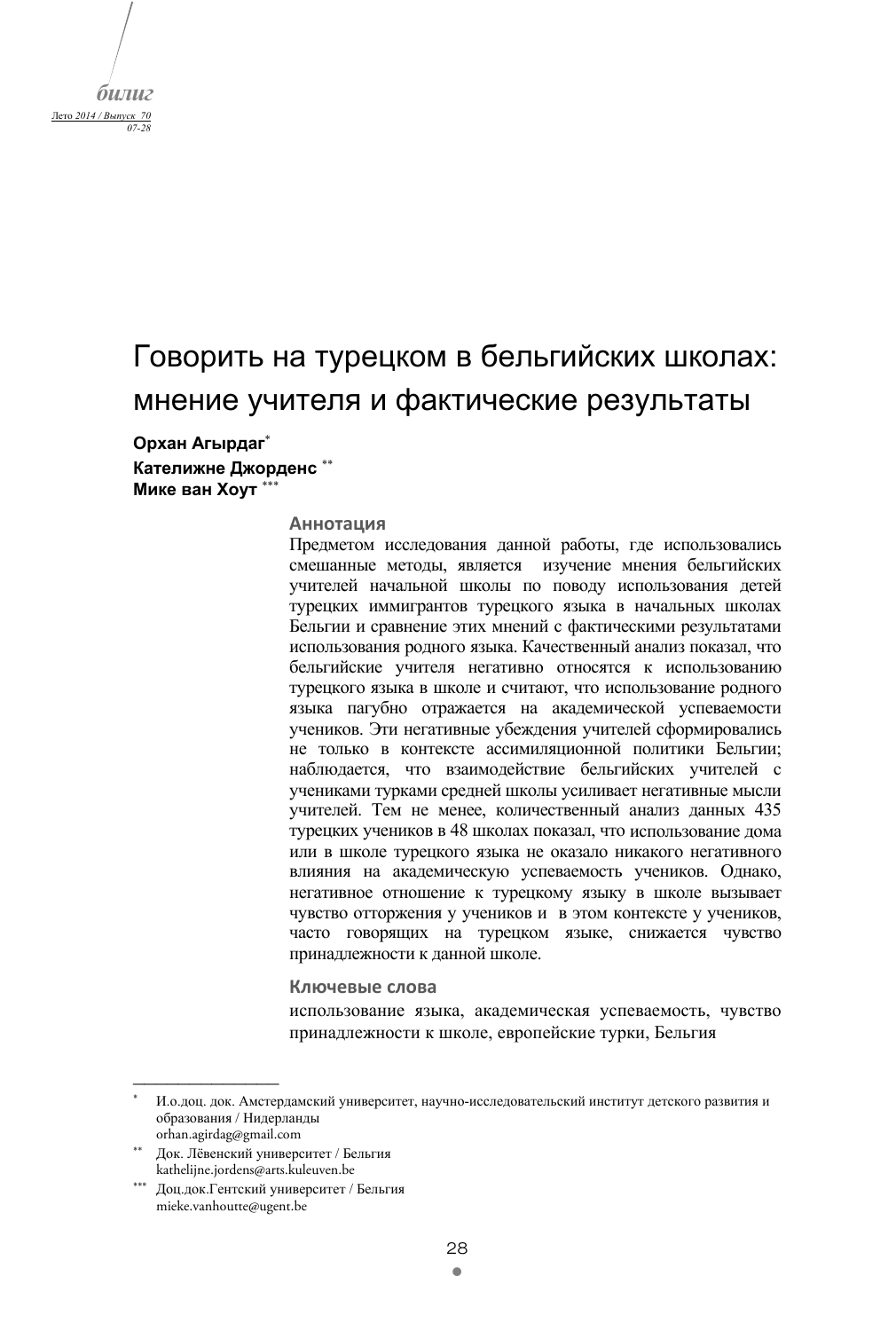# Говорить на турецком в бельгийских школах: мнение учителя и фактические результаты

**Орхан Агырдаг**[*]
**Кателижне Джорденс** [**]
**Мике ван Хоут** [***]

### Аннотация

Предметом исследования данной работы, где использовались смешанные методы, является изучение мнения бельгийских учителей начальной школы по поводу использования детей турецких иммигрантов турецкого языка в начальных школах Бельгии и сравнение этих мнений с фактическими результатами использования родного языка. Качественный анализ показал, что бельгийские учителя негативно относятся к использованию турецкого языка в школе и считают, что использование родного языка пагубно отражается на академической успеваемости учеников. Эти негативные убеждения учителей сформировались не только в контексте ассимиляционной политики Бельгии; наблюдается, что взаимодействие бельгийских учителей с учениками турками средней школы усиливает негативные мысли учителей. Тем не менее, количественный анализ данных 435 турецких учеников в 48 школах показал, что использование дома или в школе турецкого языка не оказало никакого негативного влияния на академическую успеваемость учеников. Однако, негативное отношение к турецкому языку в школе вызывает чувство отторжения у учеников и в этом контексте у учеников, часто говорящих на турецком языке, снижается чувство принадлежности к данной школе.

### Ключевые слова

использование языка, академическая успеваемость, чувство принадлежности к школе, европейские турки, Бельгия

---

[*] И.о.доц. док. Амстердамский университет, научно-исследовательский институт детского развития и образования / Нидерланды
orhan.agirdag@gmail.com

[**] Док. Лёвенский университет / Бельгия
kathelijne.jordens@arts.kuleuven.be

[***] Доц.док.Гентский университет / Бельгия
mieke.vanhoutte@ugent.be